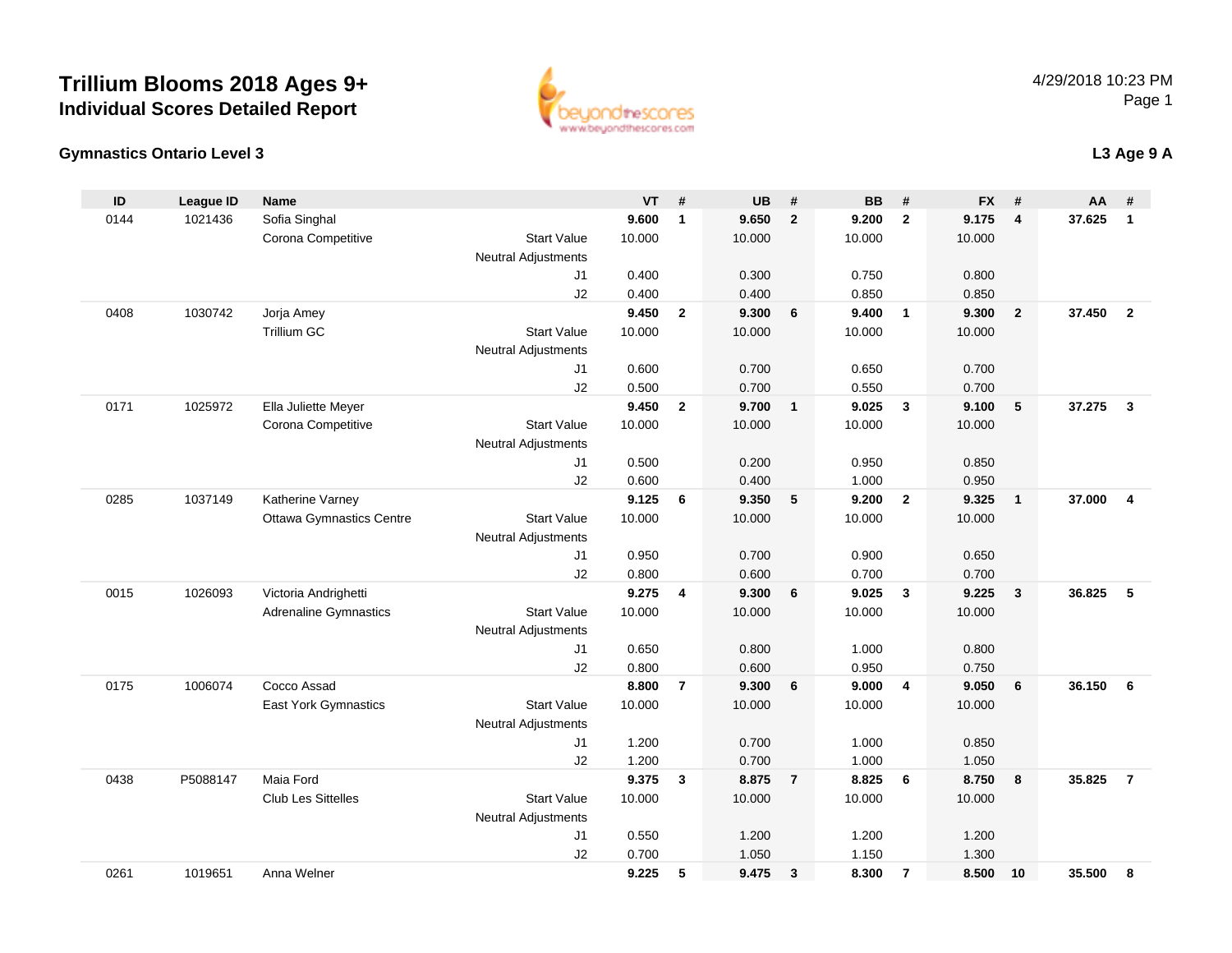# Trillium Blooms 2018 Ages 9+
## Individual Scores Detailed Report

4/29/2018 10:23 PM

### Gymnastics Ontario Level 3

### L3 Age 9 A

| ID | League ID | Name | | VT | # | UB | # | BB | # | FX | # | AA | # |
|---|---|---|---|---|---|---|---|---|---|---|---|---|---|
| 0144 | 1021436 | Sofia Singhal | | 9.600 | 1 | 9.650 | 2 | 9.200 | 2 | 9.175 | 4 | 37.625 | 1 |
| | | Corona Competitive | Start Value | 10.000 | | 10.000 | | 10.000 | | 10.000 | | | |
| | | | Neutral Adjustments | | | | | | | | | | |
| | | | J1 | 0.400 | | 0.300 | | 0.750 | | 0.800 | | | |
| | | | J2 | 0.400 | | 0.400 | | 0.850 | | 0.850 | | | |
| 0408 | 1030742 | Jorja Amey | | 9.450 | 2 | 9.300 | 6 | 9.400 | 1 | 9.300 | 2 | 37.450 | 2 |
| | | Trillium GC | Start Value | 10.000 | | 10.000 | | 10.000 | | 10.000 | | | |
| | | | Neutral Adjustments | | | | | | | | | | |
| | | | J1 | 0.600 | | 0.700 | | 0.650 | | 0.700 | | | |
| | | | J2 | 0.500 | | 0.700 | | 0.550 | | 0.700 | | | |
| 0171 | 1025972 | Ella Juliette Meyer | | 9.450 | 2 | 9.700 | 1 | 9.025 | 3 | 9.100 | 5 | 37.275 | 3 |
| | | Corona Competitive | Start Value | 10.000 | | 10.000 | | 10.000 | | 10.000 | | | |
| | | | Neutral Adjustments | | | | | | | | | | |
| | | | J1 | 0.500 | | 0.200 | | 0.950 | | 0.850 | | | |
| | | | J2 | 0.600 | | 0.400 | | 1.000 | | 0.950 | | | |
| 0285 | 1037149 | Katherine Varney | | 9.125 | 6 | 9.350 | 5 | 9.200 | 2 | 9.325 | 1 | 37.000 | 4 |
| | | Ottawa Gymnastics Centre | Start Value | 10.000 | | 10.000 | | 10.000 | | 10.000 | | | |
| | | | Neutral Adjustments | | | | | | | | | | |
| | | | J1 | 0.950 | | 0.700 | | 0.900 | | 0.650 | | | |
| | | | J2 | 0.800 | | 0.600 | | 0.700 | | 0.700 | | | |
| 0015 | 1026093 | Victoria Andrighetti | | 9.275 | 4 | 9.300 | 6 | 9.025 | 3 | 9.225 | 3 | 36.825 | 5 |
| | | Adrenaline Gymnastics | Start Value | 10.000 | | 10.000 | | 10.000 | | 10.000 | | | |
| | | | Neutral Adjustments | | | | | | | | | | |
| | | | J1 | 0.650 | | 0.800 | | 1.000 | | 0.800 | | | |
| | | | J2 | 0.800 | | 0.600 | | 0.950 | | 0.750 | | | |
| 0175 | 1006074 | Cocco Assad | | 8.800 | 7 | 9.300 | 6 | 9.000 | 4 | 9.050 | 6 | 36.150 | 6 |
| | | East York Gymnastics | Start Value | 10.000 | | 10.000 | | 10.000 | | 10.000 | | | |
| | | | Neutral Adjustments | | | | | | | | | | |
| | | | J1 | 1.200 | | 0.700 | | 1.000 | | 0.850 | | | |
| | | | J2 | 1.200 | | 0.700 | | 1.000 | | 1.050 | | | |
| 0438 | P5088147 | Maia Ford | | 9.375 | 3 | 8.875 | 7 | 8.825 | 6 | 8.750 | 8 | 35.825 | 7 |
| | | Club Les Sittelles | Start Value | 10.000 | | 10.000 | | 10.000 | | 10.000 | | | |
| | | | Neutral Adjustments | | | | | | | | | | |
| | | | J1 | 0.550 | | 1.200 | | 1.200 | | 1.200 | | | |
| | | | J2 | 0.700 | | 1.050 | | 1.150 | | 1.300 | | | |
| 0261 | 1019651 | Anna Welner | | 9.225 | 5 | 9.475 | 3 | 8.300 | 7 | 8.500 | 10 | 35.500 | 8 |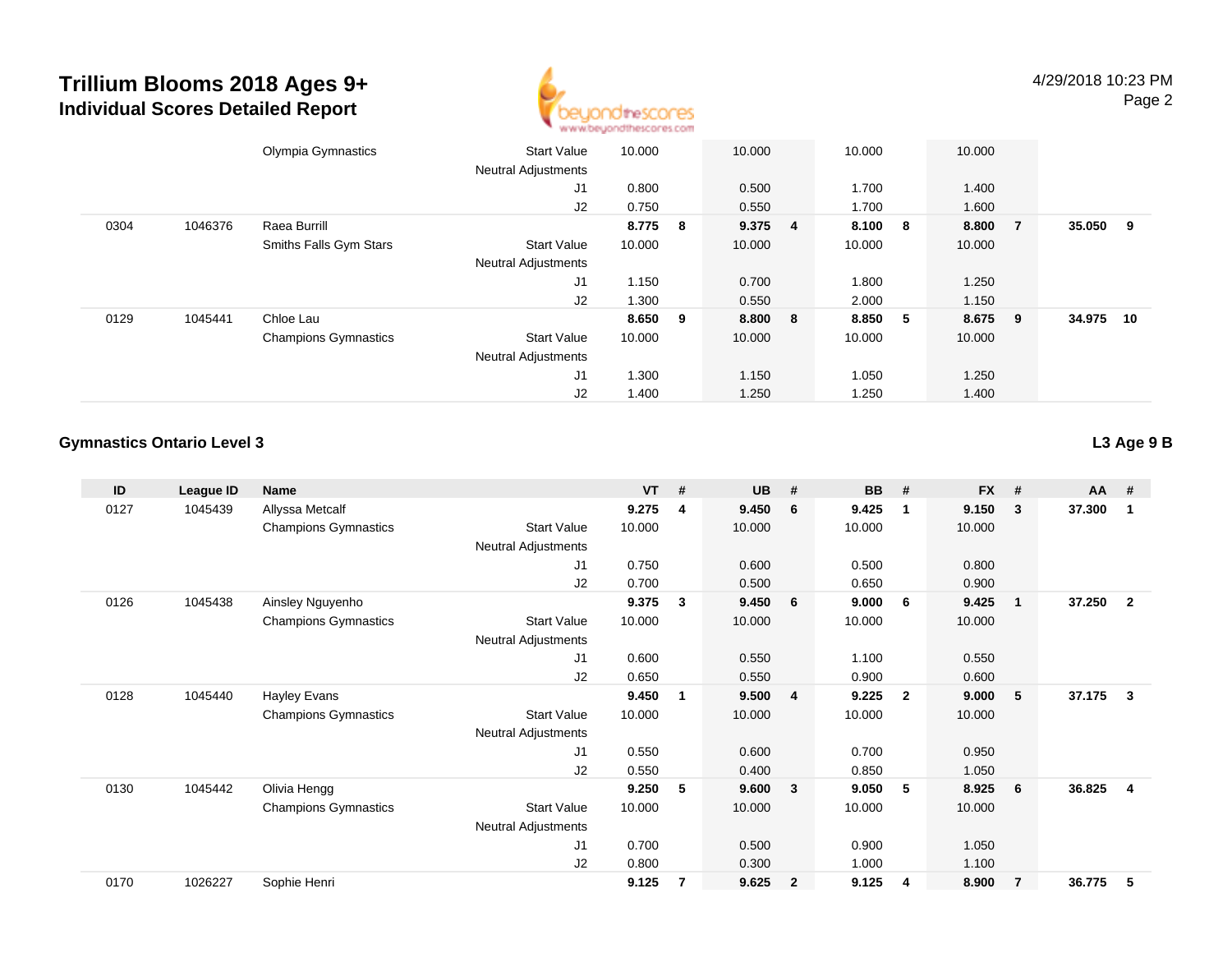# Trillium Blooms 2018 Ages 9+
## Individual Scores Detailed Report

| | | | | | | | | | | | | | |
|---|---|---|---|---|---|---|---|---|---|---|---|---|---|
| | | Olympia Gymnastics | Start Value | 10.000 | | 10.000 | | 10.000 | | 10.000 | | | |
| | | | Neutral Adjustments | | | | | | | | | | |
| | | | J1 | 0.800 | | 0.500 | | 1.700 | | 1.400 | | | |
| | | | J2 | 0.750 | | 0.550 | | 1.700 | | 1.600 | | | |
| 0304 | 1046376 | Raea Burrill | | **8.775** | **8** | **9.375** | **4** | **8.100** | **8** | **8.800** | **7** | **35.050** | **9** |
| | | Smiths Falls Gym Stars | Start Value | 10.000 | | 10.000 | | 10.000 | | 10.000 | | | |
| | | | Neutral Adjustments | | | | | | | | | | |
| | | | J1 | 1.150 | | 0.700 | | 1.800 | | 1.250 | | | |
| | | | J2 | 1.300 | | 0.550 | | 2.000 | | 1.150 | | | |
| 0129 | 1045441 | Chloe Lau | | **8.650** | **9** | **8.800** | **8** | **8.850** | **5** | **8.675** | **9** | **34.975** | **10** |
| | | Champions Gymnastics | Start Value | 10.000 | | 10.000 | | 10.000 | | 10.000 | | | |
| | | | Neutral Adjustments | | | | | | | | | | |
| | | | J1 | 1.300 | | 1.150 | | 1.050 | | 1.250 | | | |
| | | | J2 | 1.400 | | 1.250 | | 1.250 | | 1.400 | | | |

### Gymnastics Ontario Level 3

**L3 Age 9 B**

| ID | League ID | Name | | VT | # | UB | # | BB | # | FX | # | AA | # |
|---|---|---|---|---|---|---|---|---|---|---|---|---|---|
| 0127 | 1045439 | Allyssa Metcalf | | **9.275** | **4** | **9.450** | **6** | **9.425** | **1** | **9.150** | **3** | **37.300** | **1** |
| | | Champions Gymnastics | Start Value | 10.000 | | 10.000 | | 10.000 | | 10.000 | | | |
| | | | Neutral Adjustments | | | | | | | | | | |
| | | | J1 | 0.750 | | 0.600 | | 0.500 | | 0.800 | | | |
| | | | J2 | 0.700 | | 0.500 | | 0.650 | | 0.900 | | | |
| 0126 | 1045438 | Ainsley Nguyenho | | **9.375** | **3** | **9.450** | **6** | **9.000** | **6** | **9.425** | **1** | **37.250** | **2** |
| | | Champions Gymnastics | Start Value | 10.000 | | 10.000 | | 10.000 | | 10.000 | | | |
| | | | Neutral Adjustments | | | | | | | | | | |
| | | | J1 | 0.600 | | 0.550 | | 1.100 | | 0.550 | | | |
| | | | J2 | 0.650 | | 0.550 | | 0.900 | | 0.600 | | | |
| 0128 | 1045440 | Hayley Evans | | **9.450** | **1** | **9.500** | **4** | **9.225** | **2** | **9.000** | **5** | **37.175** | **3** |
| | | Champions Gymnastics | Start Value | 10.000 | | 10.000 | | 10.000 | | 10.000 | | | |
| | | | Neutral Adjustments | | | | | | | | | | |
| | | | J1 | 0.550 | | 0.600 | | 0.700 | | 0.950 | | | |
| | | | J2 | 0.550 | | 0.400 | | 0.850 | | 1.050 | | | |
| 0130 | 1045442 | Olivia Hengg | | **9.250** | **5** | **9.600** | **3** | **9.050** | **5** | **8.925** | **6** | **36.825** | **4** |
| | | Champions Gymnastics | Start Value | 10.000 | | 10.000 | | 10.000 | | 10.000 | | | |
| | | | Neutral Adjustments | | | | | | | | | | |
| | | | J1 | 0.700 | | 0.500 | | 0.900 | | 1.050 | | | |
| | | | J2 | 0.800 | | 0.300 | | 1.000 | | 1.100 | | | |
| 0170 | 1026227 | Sophie Henri | | **9.125** | **7** | **9.625** | **2** | **9.125** | **4** | **8.900** | **7** | **36.775** | **5** |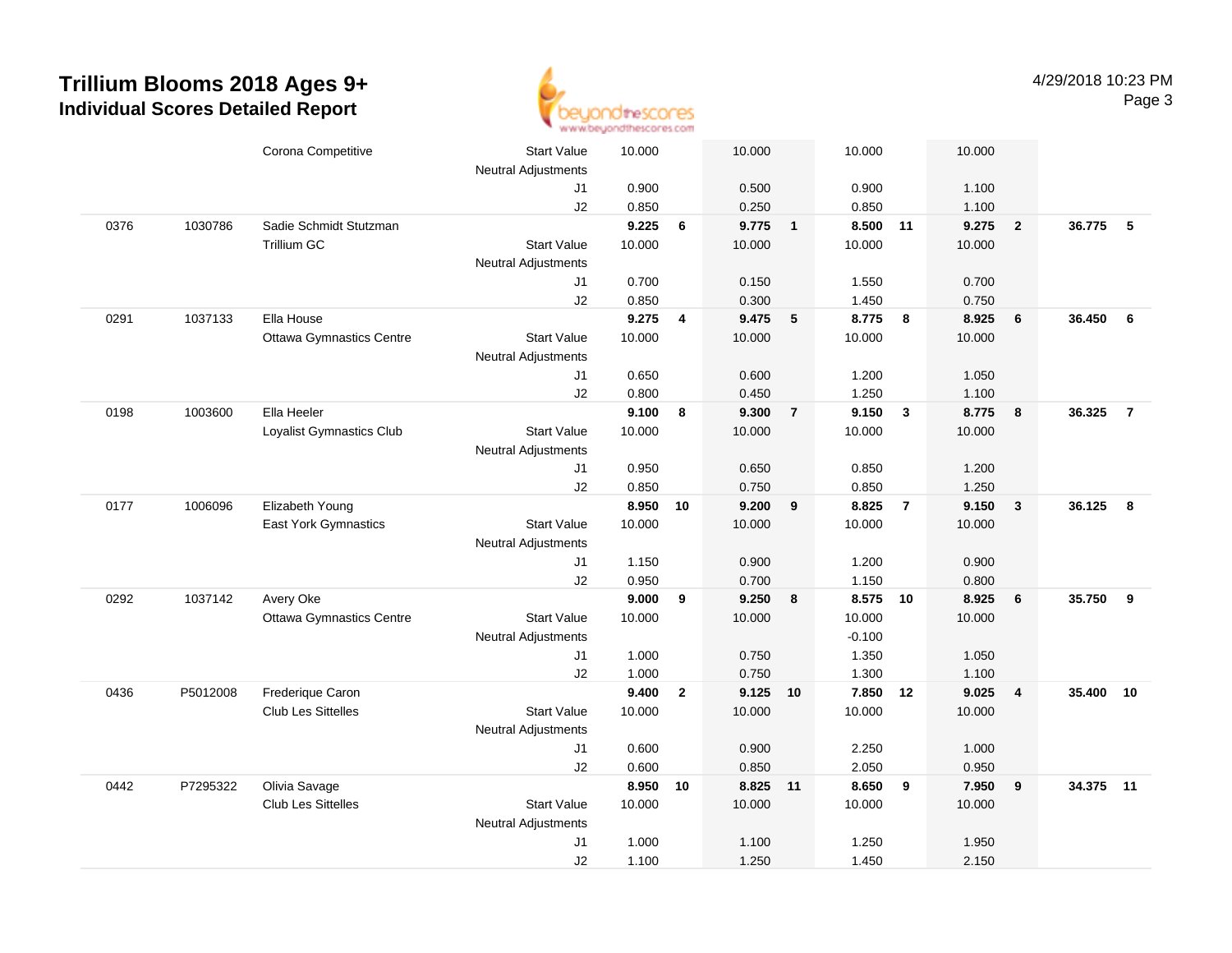# Trillium Blooms 2018 Ages 9+
## Individual Scores Detailed Report

4/29/2018 10:23 PM

| | | | | | | | | | | | | | |
|---|---|---|---|---|---|---|---|---|---|---|---|---|---|
| | | Corona Competitive | Start Value | 10.000 | | 10.000 | | 10.000 | | 10.000 | | | |
| | | | Neutral Adjustments | | | | | | | | | | |
| | | | J1 | 0.900 | | 0.500 | | 0.900 | | 1.100 | | | |
| | | | J2 | 0.850 | | 0.250 | | 0.850 | | 1.100 | | | |
| 0376 | 1030786 | Sadie Schmidt Stutzman | | **9.225** | **6** | **9.775** | **1** | **8.500** | **11** | **9.275** | **2** | **36.775** | **5** |
| | | Trillium GC | Start Value | 10.000 | | 10.000 | | 10.000 | | 10.000 | | | |
| | | | Neutral Adjustments | | | | | | | | | | |
| | | | J1 | 0.700 | | 0.150 | | 1.550 | | 0.700 | | | |
| | | | J2 | 0.850 | | 0.300 | | 1.450 | | 0.750 | | | |
| 0291 | 1037133 | Ella House | | **9.275** | **4** | **9.475** | **5** | **8.775** | **8** | **8.925** | **6** | **36.450** | **6** |
| | | Ottawa Gymnastics Centre | Start Value | 10.000 | | 10.000 | | 10.000 | | 10.000 | | | |
| | | | Neutral Adjustments | | | | | | | | | | |
| | | | J1 | 0.650 | | 0.600 | | 1.200 | | 1.050 | | | |
| | | | J2 | 0.800 | | 0.450 | | 1.250 | | 1.100 | | | |
| 0198 | 1003600 | Ella Heeler | | **9.100** | **8** | **9.300** | **7** | **9.150** | **3** | **8.775** | **8** | **36.325** | **7** |
| | | Loyalist Gymnastics Club | Start Value | 10.000 | | 10.000 | | 10.000 | | 10.000 | | | |
| | | | Neutral Adjustments | | | | | | | | | | |
| | | | J1 | 0.950 | | 0.650 | | 0.850 | | 1.200 | | | |
| | | | J2 | 0.850 | | 0.750 | | 0.850 | | 1.250 | | | |
| 0177 | 1006096 | Elizabeth Young | | **8.950** | **10** | **9.200** | **9** | **8.825** | **7** | **9.150** | **3** | **36.125** | **8** |
| | | East York Gymnastics | Start Value | 10.000 | | 10.000 | | 10.000 | | 10.000 | | | |
| | | | Neutral Adjustments | | | | | | | | | | |
| | | | J1 | 1.150 | | 0.900 | | 1.200 | | 0.900 | | | |
| | | | J2 | 0.950 | | 0.700 | | 1.150 | | 0.800 | | | |
| 0292 | 1037142 | Avery Oke | | **9.000** | **9** | **9.250** | **8** | **8.575** | **10** | **8.925** | **6** | **35.750** | **9** |
| | | Ottawa Gymnastics Centre | Start Value | 10.000 | | 10.000 | | 10.000 | | 10.000 | | | |
| | | | Neutral Adjustments | | | | | -0.100 | | | | | |
| | | | J1 | 1.000 | | 0.750 | | 1.350 | | 1.050 | | | |
| | | | J2 | 1.000 | | 0.750 | | 1.300 | | 1.100 | | | |
| 0436 | P5012008 | Frederique Caron | | **9.400** | **2** | **9.125** | **10** | **7.850** | **12** | **9.025** | **4** | **35.400** | **10** |
| | | Club Les Sittelles | Start Value | 10.000 | | 10.000 | | 10.000 | | 10.000 | | | |
| | | | Neutral Adjustments | | | | | | | | | | |
| | | | J1 | 0.600 | | 0.900 | | 2.250 | | 1.000 | | | |
| | | | J2 | 0.600 | | 0.850 | | 2.050 | | 0.950 | | | |
| 0442 | P7295322 | Olivia Savage | | **8.950** | **10** | **8.825** | **11** | **8.650** | **9** | **7.950** | **9** | **34.375** | **11** |
| | | Club Les Sittelles | Start Value | 10.000 | | 10.000 | | 10.000 | | 10.000 | | | |
| | | | Neutral Adjustments | | | | | | | | | | |
| | | | J1 | 1.000 | | 1.100 | | 1.250 | | 1.950 | | | |
| | | | J2 | 1.100 | | 1.250 | | 1.450 | | 2.150 | | | |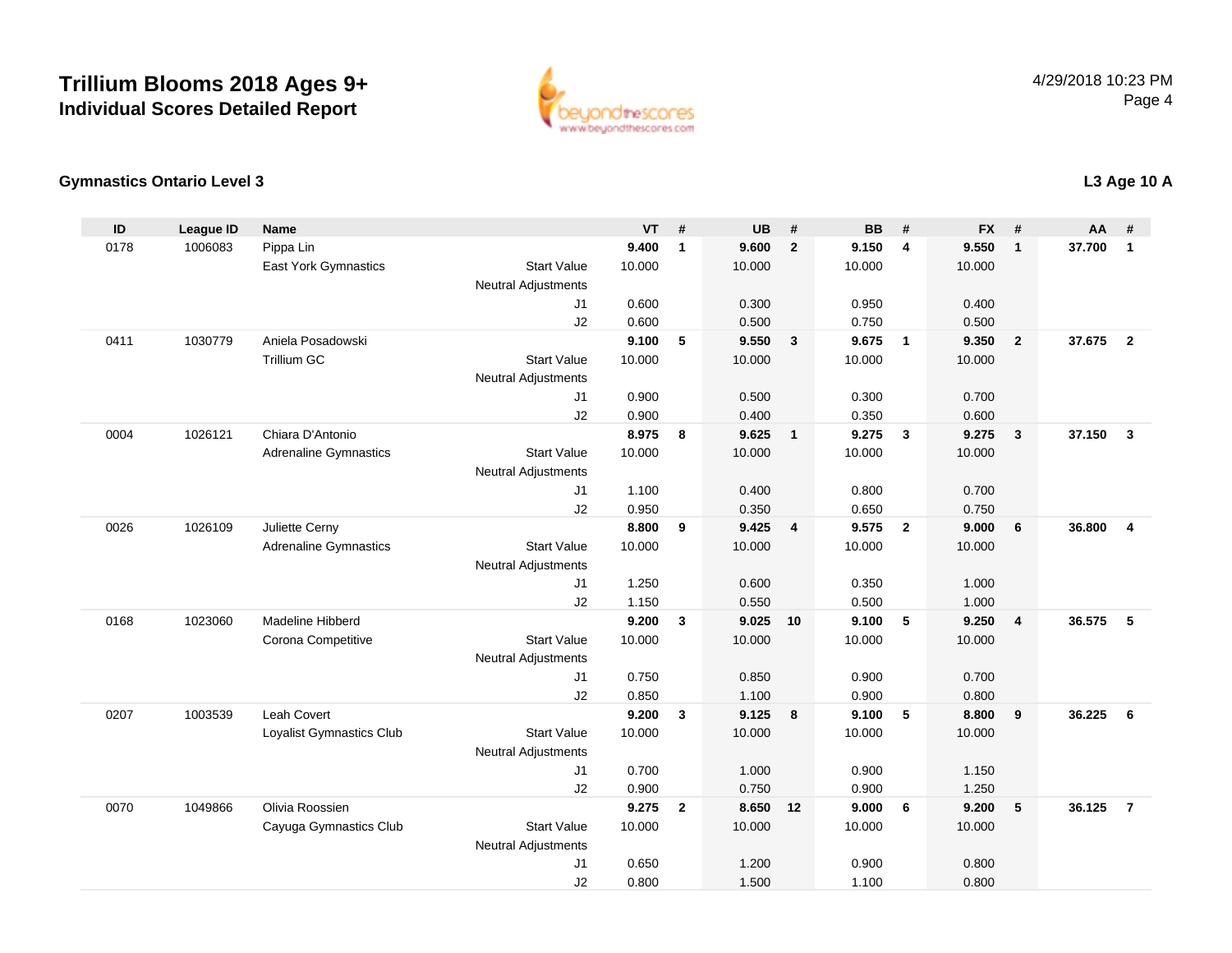# Trillium Blooms 2018 Ages 9+
## Individual Scores Detailed Report

4/29/2018 10:23 PM

### Gymnastics Ontario Level 3

### L3 Age 10 A

| ID | League ID | Name | | VT | # | UB | # | BB | # | FX | # | AA | # |
|---|---|---|---|---|---|---|---|---|---|---|---|---|---|
| 0178 | 1006083 | Pippa Lin | | **9.400** | **1** | **9.600** | **2** | **9.150** | **4** | **9.550** | **1** | **37.700** | **1** |
| | | East York Gymnastics | Start Value | 10.000 | | 10.000 | | 10.000 | | 10.000 | | | |
| | | | Neutral Adjustments | | | | | | | | | | |
| | | | J1 | 0.600 | | 0.300 | | 0.950 | | 0.400 | | | |
| | | | J2 | 0.600 | | 0.500 | | 0.750 | | 0.500 | | | |
| 0411 | 1030779 | Aniela Posadowski | | **9.100** | **5** | **9.550** | **3** | **9.675** | **1** | **9.350** | **2** | **37.675** | **2** |
| | | Trillium GC | Start Value | 10.000 | | 10.000 | | 10.000 | | 10.000 | | | |
| | | | Neutral Adjustments | | | | | | | | | | |
| | | | J1 | 0.900 | | 0.500 | | 0.300 | | 0.700 | | | |
| | | | J2 | 0.900 | | 0.400 | | 0.350 | | 0.600 | | | |
| 0004 | 1026121 | Chiara D'Antonio | | **8.975** | **8** | **9.625** | **1** | **9.275** | **3** | **9.275** | **3** | **37.150** | **3** |
| | | Adrenaline Gymnastics | Start Value | 10.000 | | 10.000 | | 10.000 | | 10.000 | | | |
| | | | Neutral Adjustments | | | | | | | | | | |
| | | | J1 | 1.100 | | 0.400 | | 0.800 | | 0.700 | | | |
| | | | J2 | 0.950 | | 0.350 | | 0.650 | | 0.750 | | | |
| 0026 | 1026109 | Juliette Cerny | | **8.800** | **9** | **9.425** | **4** | **9.575** | **2** | **9.000** | **6** | **36.800** | **4** |
| | | Adrenaline Gymnastics | Start Value | 10.000 | | 10.000 | | 10.000 | | 10.000 | | | |
| | | | Neutral Adjustments | | | | | | | | | | |
| | | | J1 | 1.250 | | 0.600 | | 0.350 | | 1.000 | | | |
| | | | J2 | 1.150 | | 0.550 | | 0.500 | | 1.000 | | | |
| 0168 | 1023060 | Madeline Hibberd | | **9.200** | **3** | **9.025** | **10** | **9.100** | **5** | **9.250** | **4** | **36.575** | **5** |
| | | Corona Competitive | Start Value | 10.000 | | 10.000 | | 10.000 | | 10.000 | | | |
| | | | Neutral Adjustments | | | | | | | | | | |
| | | | J1 | 0.750 | | 0.850 | | 0.900 | | 0.700 | | | |
| | | | J2 | 0.850 | | 1.100 | | 0.900 | | 0.800 | | | |
| 0207 | 1003539 | Leah Covert | | **9.200** | **3** | **9.125** | **8** | **9.100** | **5** | **8.800** | **9** | **36.225** | **6** |
| | | Loyalist Gymnastics Club | Start Value | 10.000 | | 10.000 | | 10.000 | | 10.000 | | | |
| | | | Neutral Adjustments | | | | | | | | | | |
| | | | J1 | 0.700 | | 1.000 | | 0.900 | | 1.150 | | | |
| | | | J2 | 0.900 | | 0.750 | | 0.900 | | 1.250 | | | |
| 0070 | 1049866 | Olivia Roossien | | **9.275** | **2** | **8.650** | **12** | **9.000** | **6** | **9.200** | **5** | **36.125** | **7** |
| | | Cayuga Gymnastics Club | Start Value | 10.000 | | 10.000 | | 10.000 | | 10.000 | | | |
| | | | Neutral Adjustments | | | | | | | | | | |
| | | | J1 | 0.650 | | 1.200 | | 0.900 | | 0.800 | | | |
| | | | J2 | 0.800 | | 1.500 | | 1.100 | | 0.800 | | | |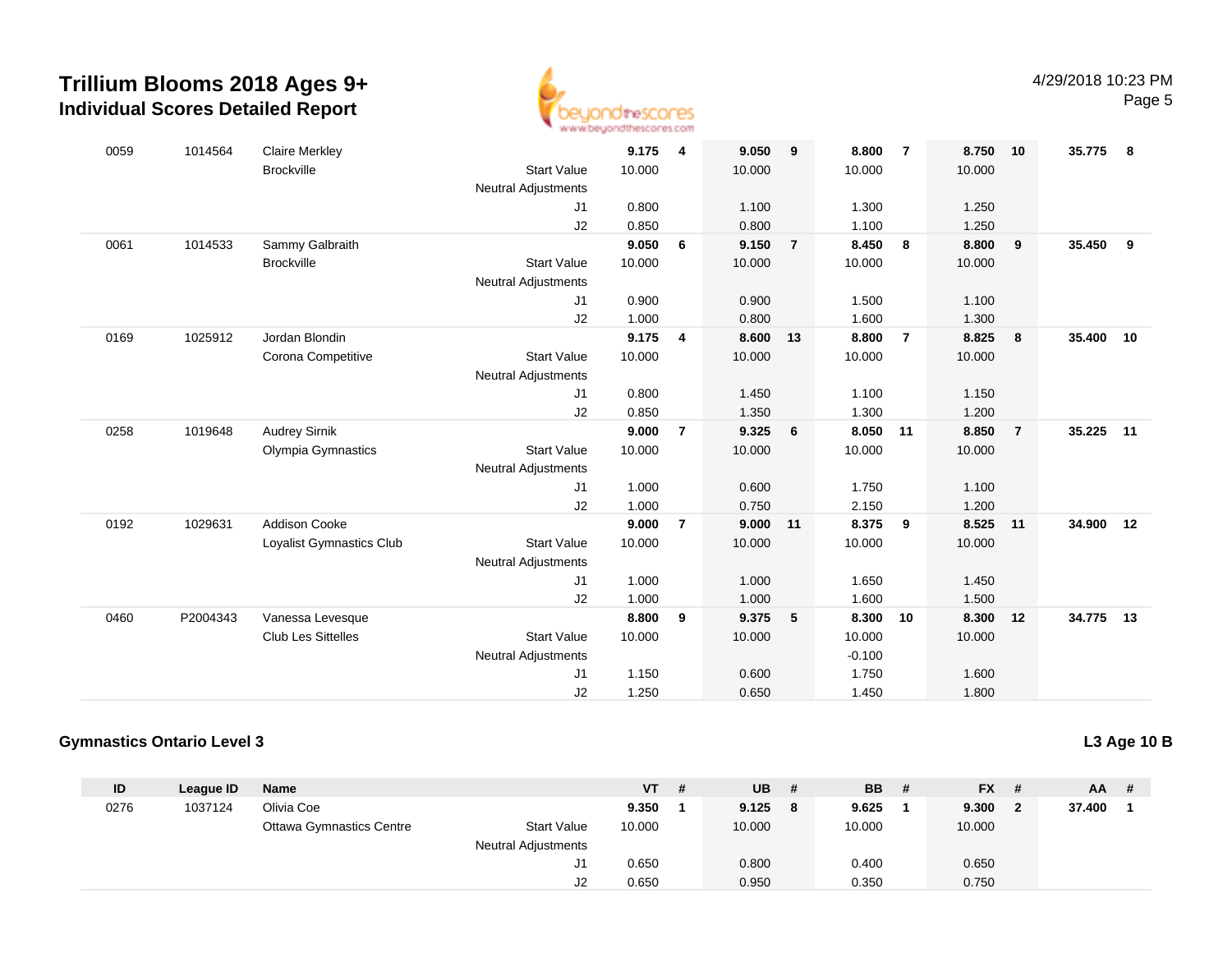# Trillium Blooms 2018 Ages 9+

## Individual Scores Detailed Report

4/29/2018 10:23 PM

| ID | League ID | Name | | VT | # | UB | # | BB | # | FX | # | AA | # |
|---|---|---|---|---|---|---|---|---|---|---|---|---|---|
| 0059 | 1014564 | Claire Merkley | | **9.175** | **4** | **9.050** | **9** | **8.800** | **7** | **8.750** | **10** | **35.775** | **8** |
| | | Brockville | Start Value | 10.000 | | 10.000 | | 10.000 | | 10.000 | | | |
| | | | Neutral Adjustments | | | | | | | | | | |
| | | | J1 | 0.800 | | 1.100 | | 1.300 | | 1.250 | | | |
| | | | J2 | 0.850 | | 0.800 | | 1.100 | | 1.250 | | | |
| 0061 | 1014533 | Sammy Galbraith | | **9.050** | **6** | **9.150** | **7** | **8.450** | **8** | **8.800** | **9** | **35.450** | **9** |
| | | Brockville | Start Value | 10.000 | | 10.000 | | 10.000 | | 10.000 | | | |
| | | | Neutral Adjustments | | | | | | | | | | |
| | | | J1 | 0.900 | | 0.900 | | 1.500 | | 1.100 | | | |
| | | | J2 | 1.000 | | 0.800 | | 1.600 | | 1.300 | | | |
| 0169 | 1025912 | Jordan Blondin | | **9.175** | **4** | **8.600** | **13** | **8.800** | **7** | **8.825** | **8** | **35.400** | **10** |
| | | Corona Competitive | Start Value | 10.000 | | 10.000 | | 10.000 | | 10.000 | | | |
| | | | Neutral Adjustments | | | | | | | | | | |
| | | | J1 | 0.800 | | 1.450 | | 1.100 | | 1.150 | | | |
| | | | J2 | 0.850 | | 1.350 | | 1.300 | | 1.200 | | | |
| 0258 | 1019648 | Audrey Sirnik | | **9.000** | **7** | **9.325** | **6** | **8.050** | **11** | **8.850** | **7** | **35.225** | **11** |
| | | Olympia Gymnastics | Start Value | 10.000 | | 10.000 | | 10.000 | | 10.000 | | | |
| | | | Neutral Adjustments | | | | | | | | | | |
| | | | J1 | 1.000 | | 0.600 | | 1.750 | | 1.100 | | | |
| | | | J2 | 1.000 | | 0.750 | | 2.150 | | 1.200 | | | |
| 0192 | 1029631 | Addison Cooke | | **9.000** | **7** | **9.000** | **11** | **8.375** | **9** | **8.525** | **11** | **34.900** | **12** |
| | | Loyalist Gymnastics Club | Start Value | 10.000 | | 10.000 | | 10.000 | | 10.000 | | | |
| | | | Neutral Adjustments | | | | | | | | | | |
| | | | J1 | 1.000 | | 1.000 | | 1.650 | | 1.450 | | | |
| | | | J2 | 1.000 | | 1.000 | | 1.600 | | 1.500 | | | |
| 0460 | P2004343 | Vanessa Levesque | | **8.800** | **9** | **9.375** | **5** | **8.300** | **10** | **8.300** | **12** | **34.775** | **13** |
| | | Club Les Sittelles | Start Value | 10.000 | | 10.000 | | 10.000 | | 10.000 | | | |
| | | | Neutral Adjustments | | | | | -0.100 | | | | | |
| | | | J1 | 1.150 | | 0.600 | | 1.750 | | 1.600 | | | |
| | | | J2 | 1.250 | | 0.650 | | 1.450 | | 1.800 | | | |

### Gymnastics Ontario Level 3

**L3 Age 10 B**

| ID | League ID | Name | | VT | # | UB | # | BB | # | FX | # | AA | # |
|---|---|---|---|---|---|---|---|---|---|---|---|---|---|
| 0276 | 1037124 | Olivia Coe | | **9.350** | **1** | **9.125** | **8** | **9.625** | **1** | **9.300** | **2** | **37.400** | **1** |
| | | Ottawa Gymnastics Centre | Start Value | 10.000 | | 10.000 | | 10.000 | | 10.000 | | | |
| | | | Neutral Adjustments | | | | | | | | | | |
| | | | J1 | 0.650 | | 0.800 | | 0.400 | | 0.650 | | | |
| | | | J2 | 0.650 | | 0.950 | | 0.350 | | 0.750 | | | |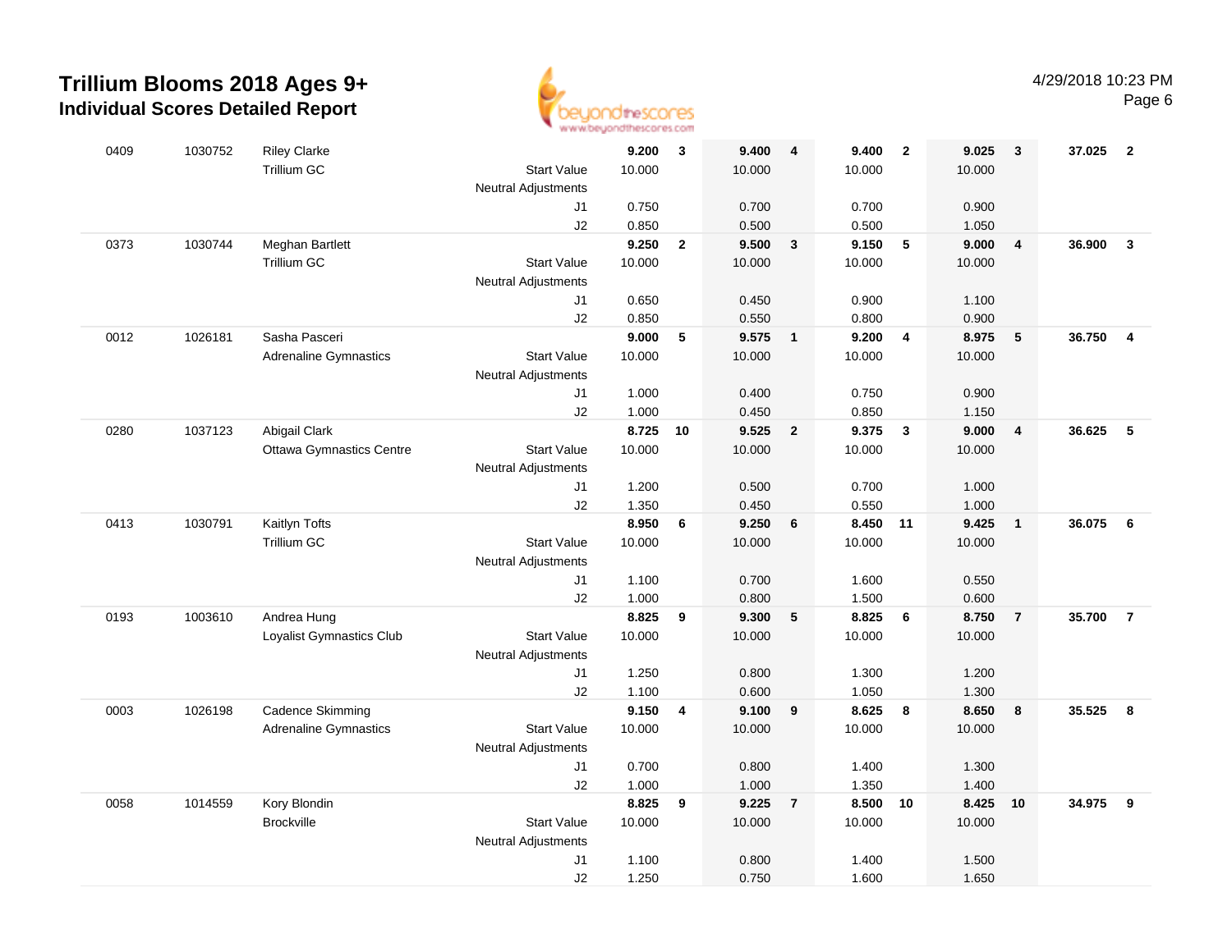# Trillium Blooms 2018 Ages 9+

## Individual Scores Detailed Report

4/29/2018 10:23 PM

| | | | | | | | | | | | | | |
|---|---|---|---|---|---|---|---|---|---|---|---|---|---|
| 0409 | 1030752 | Riley Clarke | | **9.200** | **3** | **9.400** | **4** | **9.400** | **2** | **9.025** | **3** | **37.025** | **2** |
| | | Trillium GC | Start Value | 10.000 | | 10.000 | | 10.000 | | 10.000 | | | |
| | | | Neutral Adjustments | | | | | | | | | | |
| | | | J1 | 0.750 | | 0.700 | | 0.700 | | 0.900 | | | |
| | | | J2 | 0.850 | | 0.500 | | 0.500 | | 1.050 | | | |
| 0373 | 1030744 | Meghan Bartlett | | **9.250** | **2** | **9.500** | **3** | **9.150** | **5** | **9.000** | **4** | **36.900** | **3** |
| | | Trillium GC | Start Value | 10.000 | | 10.000 | | 10.000 | | 10.000 | | | |
| | | | Neutral Adjustments | | | | | | | | | | |
| | | | J1 | 0.650 | | 0.450 | | 0.900 | | 1.100 | | | |
| | | | J2 | 0.850 | | 0.550 | | 0.800 | | 0.900 | | | |
| 0012 | 1026181 | Sasha Pasceri | | **9.000** | **5** | **9.575** | **1** | **9.200** | **4** | **8.975** | **5** | **36.750** | **4** |
| | | Adrenaline Gymnastics | Start Value | 10.000 | | 10.000 | | 10.000 | | 10.000 | | | |
| | | | Neutral Adjustments | | | | | | | | | | |
| | | | J1 | 1.000 | | 0.400 | | 0.750 | | 0.900 | | | |
| | | | J2 | 1.000 | | 0.450 | | 0.850 | | 1.150 | | | |
| 0280 | 1037123 | Abigail Clark | | **8.725** | **10** | **9.525** | **2** | **9.375** | **3** | **9.000** | **4** | **36.625** | **5** |
| | | Ottawa Gymnastics Centre | Start Value | 10.000 | | 10.000 | | 10.000 | | 10.000 | | | |
| | | | Neutral Adjustments | | | | | | | | | | |
| | | | J1 | 1.200 | | 0.500 | | 0.700 | | 1.000 | | | |
| | | | J2 | 1.350 | | 0.450 | | 0.550 | | 1.000 | | | |
| 0413 | 1030791 | Kaitlyn Tofts | | **8.950** | **6** | **9.250** | **6** | **8.450** | **11** | **9.425** | **1** | **36.075** | **6** |
| | | Trillium GC | Start Value | 10.000 | | 10.000 | | 10.000 | | 10.000 | | | |
| | | | Neutral Adjustments | | | | | | | | | | |
| | | | J1 | 1.100 | | 0.700 | | 1.600 | | 0.550 | | | |
| | | | J2 | 1.000 | | 0.800 | | 1.500 | | 0.600 | | | |
| 0193 | 1003610 | Andrea Hung | | **8.825** | **9** | **9.300** | **5** | **8.825** | **6** | **8.750** | **7** | **35.700** | **7** |
| | | Loyalist Gymnastics Club | Start Value | 10.000 | | 10.000 | | 10.000 | | 10.000 | | | |
| | | | Neutral Adjustments | | | | | | | | | | |
| | | | J1 | 1.250 | | 0.800 | | 1.300 | | 1.200 | | | |
| | | | J2 | 1.100 | | 0.600 | | 1.050 | | 1.300 | | | |
| 0003 | 1026198 | Cadence Skimming | | **9.150** | **4** | **9.100** | **9** | **8.625** | **8** | **8.650** | **8** | **35.525** | **8** |
| | | Adrenaline Gymnastics | Start Value | 10.000 | | 10.000 | | 10.000 | | 10.000 | | | |
| | | | Neutral Adjustments | | | | | | | | | | |
| | | | J1 | 0.700 | | 0.800 | | 1.400 | | 1.300 | | | |
| | | | J2 | 1.000 | | 1.000 | | 1.350 | | 1.400 | | | |
| 0058 | 1014559 | Kory Blondin | | **8.825** | **9** | **9.225** | **7** | **8.500** | **10** | **8.425** | **10** | **34.975** | **9** |
| | | Brockville | Start Value | 10.000 | | 10.000 | | 10.000 | | 10.000 | | | |
| | | | Neutral Adjustments | | | | | | | | | | |
| | | | J1 | 1.100 | | 0.800 | | 1.400 | | 1.500 | | | |
| | | | J2 | 1.250 | | 0.750 | | 1.600 | | 1.650 | | | |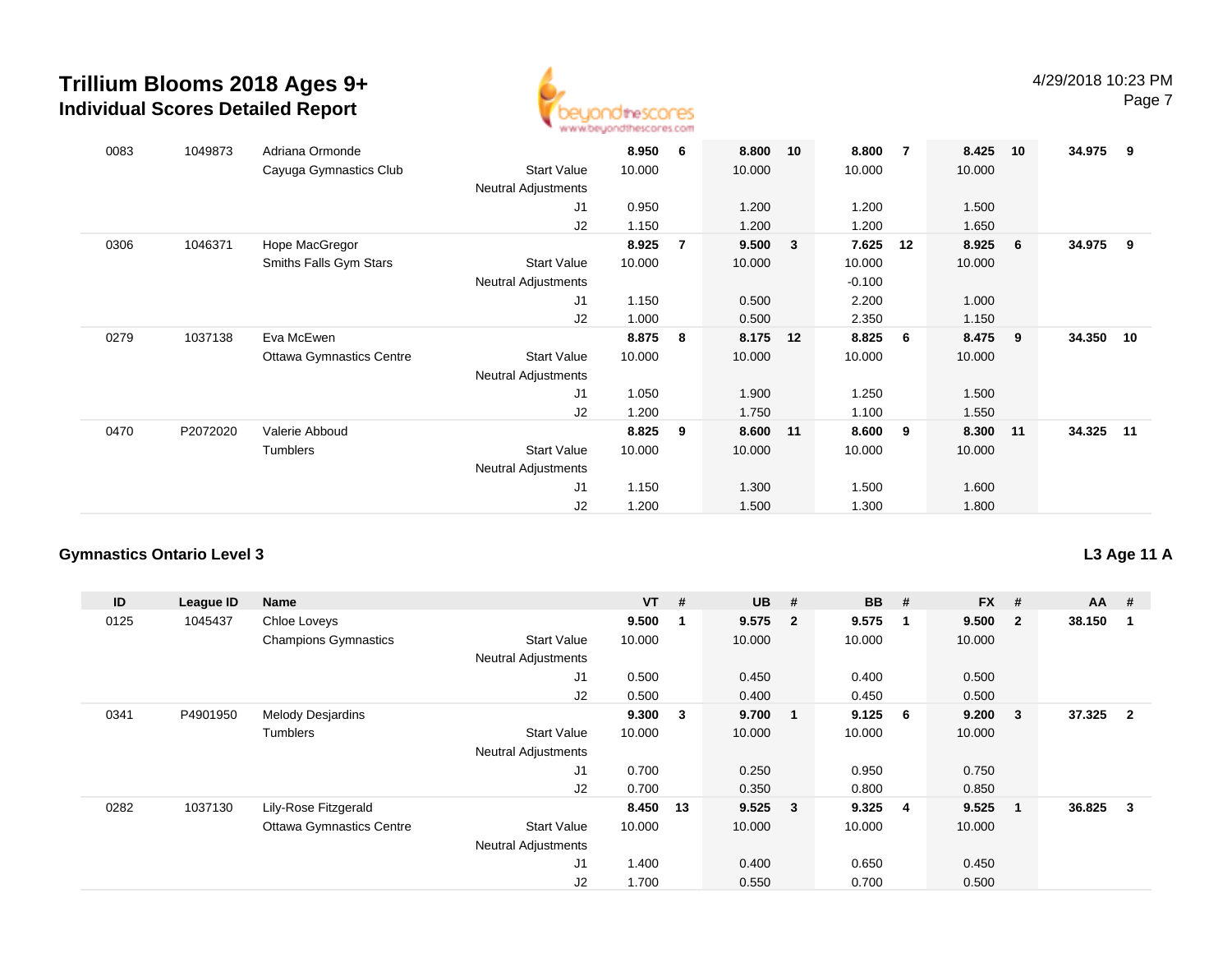# Trillium Blooms 2018 Ages 9+

## Individual Scores Detailed Report

4/29/2018 10:23 PM

| ID | League ID | Name | | VT | # | UB | # | BB | # | FX | # | AA | # |
|---|---|---|---|---|---|---|---|---|---|---|---|---|---|
| 0083 | 1049873 | Adriana Ormonde | | **8.950** | **6** | **8.800** | **10** | **8.800** | **7** | **8.425** | **10** | **34.975** | **9** |
| | | Cayuga Gymnastics Club | Start Value | 10.000 | | 10.000 | | 10.000 | | 10.000 | | | |
| | | | Neutral Adjustments | | | | | | | | | | |
| | | | J1 | 0.950 | | 1.200 | | 1.200 | | 1.500 | | | |
| | | | J2 | 1.150 | | 1.200 | | 1.200 | | 1.650 | | | |
| 0306 | 1046371 | Hope MacGregor | | **8.925** | **7** | **9.500** | **3** | **7.625** | **12** | **8.925** | **6** | **34.975** | **9** |
| | | Smiths Falls Gym Stars | Start Value | 10.000 | | 10.000 | | 10.000 | | 10.000 | | | |
| | | | Neutral Adjustments | | | | | -0.100 | | | | | |
| | | | J1 | 1.150 | | 0.500 | | 2.200 | | 1.000 | | | |
| | | | J2 | 1.000 | | 0.500 | | 2.350 | | 1.150 | | | |
| 0279 | 1037138 | Eva McEwen | | **8.875** | **8** | **8.175** | **12** | **8.825** | **6** | **8.475** | **9** | **34.350** | **10** |
| | | Ottawa Gymnastics Centre | Start Value | 10.000 | | 10.000 | | 10.000 | | 10.000 | | | |
| | | | Neutral Adjustments | | | | | | | | | | |
| | | | J1 | 1.050 | | 1.900 | | 1.250 | | 1.500 | | | |
| | | | J2 | 1.200 | | 1.750 | | 1.100 | | 1.550 | | | |
| 0470 | P2072020 | Valerie Abboud | | **8.825** | **9** | **8.600** | **11** | **8.600** | **9** | **8.300** | **11** | **34.325** | **11** |
| | | Tumblers | Start Value | 10.000 | | 10.000 | | 10.000 | | 10.000 | | | |
| | | | Neutral Adjustments | | | | | | | | | | |
| | | | J1 | 1.150 | | 1.300 | | 1.500 | | 1.600 | | | |
| | | | J2 | 1.200 | | 1.500 | | 1.300 | | 1.800 | | | |

### Gymnastics Ontario Level 3

**L3 Age 11 A**

| ID | League ID | Name | | VT | # | UB | # | BB | # | FX | # | AA | # |
|---|---|---|---|---|---|---|---|---|---|---|---|---|---|
| 0125 | 1045437 | Chloe Loveys | | **9.500** | **1** | **9.575** | **2** | **9.575** | **1** | **9.500** | **2** | **38.150** | **1** |
| | | Champions Gymnastics | Start Value | 10.000 | | 10.000 | | 10.000 | | 10.000 | | | |
| | | | Neutral Adjustments | | | | | | | | | | |
| | | | J1 | 0.500 | | 0.450 | | 0.400 | | 0.500 | | | |
| | | | J2 | 0.500 | | 0.400 | | 0.450 | | 0.500 | | | |
| 0341 | P4901950 | Melody Desjardins | | **9.300** | **3** | **9.700** | **1** | **9.125** | **6** | **9.200** | **3** | **37.325** | **2** |
| | | Tumblers | Start Value | 10.000 | | 10.000 | | 10.000 | | 10.000 | | | |
| | | | Neutral Adjustments | | | | | | | | | | |
| | | | J1 | 0.700 | | 0.250 | | 0.950 | | 0.750 | | | |
| | | | J2 | 0.700 | | 0.350 | | 0.800 | | 0.850 | | | |
| 0282 | 1037130 | Lily-Rose Fitzgerald | | **8.450** | **13** | **9.525** | **3** | **9.325** | **4** | **9.525** | **1** | **36.825** | **3** |
| | | Ottawa Gymnastics Centre | Start Value | 10.000 | | 10.000 | | 10.000 | | 10.000 | | | |
| | | | Neutral Adjustments | | | | | | | | | | |
| | | | J1 | 1.400 | | 0.400 | | 0.650 | | 0.450 | | | |
| | | | J2 | 1.700 | | 0.550 | | 0.700 | | 0.500 | | | |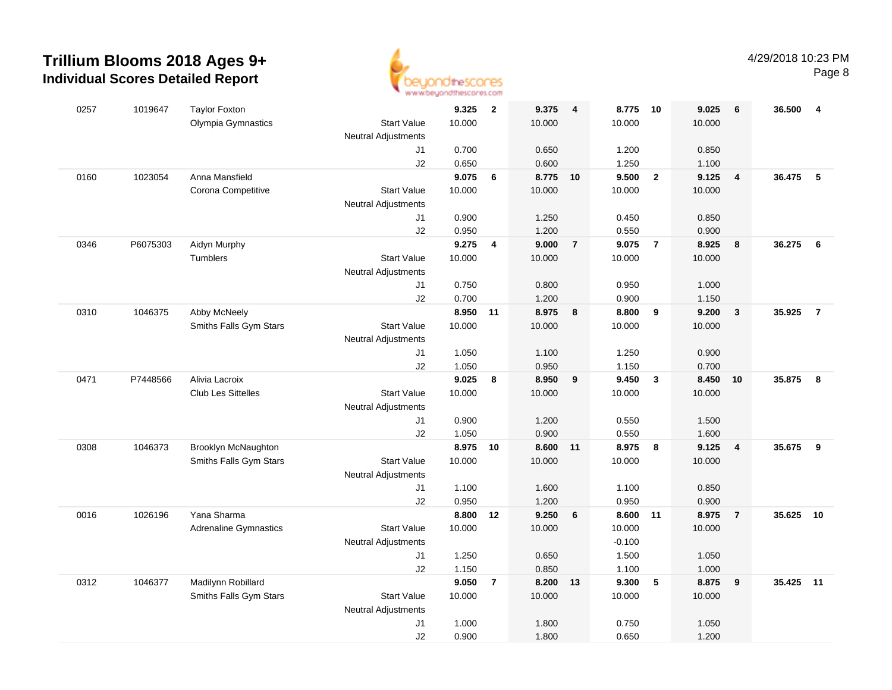# Trillium Blooms 2018 Ages 9+
## Individual Scores Detailed Report

4/29/2018 10:23 PM

| # | ID | Name / Club | | Vault | Rk | Bars | Rk | Beam | Rk | Floor | Rk | AA | Rk |
|---|---|---|---|---|---|---|---|---|---|---|---|---|---|
| 0257 | 1019647 | Taylor Foxton | | **9.325** | **2** | **9.375** | **4** | **8.775** | **10** | **9.025** | **6** | **36.500** | **4** |
| | | Olympia Gymnastics | Start Value | 10.000 | | 10.000 | | 10.000 | | 10.000 | | | |
| | | | Neutral Adjustments | | | | | | | | | | |
| | | | J1 | 0.700 | | 0.650 | | 1.200 | | 0.850 | | | |
| | | | J2 | 0.650 | | 0.600 | | 1.250 | | 1.100 | | | |
| 0160 | 1023054 | Anna Mansfield | | **9.075** | **6** | **8.775** | **10** | **9.500** | **2** | **9.125** | **4** | **36.475** | **5** |
| | | Corona Competitive | Start Value | 10.000 | | 10.000 | | 10.000 | | 10.000 | | | |
| | | | Neutral Adjustments | | | | | | | | | | |
| | | | J1 | 0.900 | | 1.250 | | 0.450 | | 0.850 | | | |
| | | | J2 | 0.950 | | 1.200 | | 0.550 | | 0.900 | | | |
| 0346 | P6075303 | Aidyn Murphy | | **9.275** | **4** | **9.000** | **7** | **9.075** | **7** | **8.925** | **8** | **36.275** | **6** |
| | | Tumblers | Start Value | 10.000 | | 10.000 | | 10.000 | | 10.000 | | | |
| | | | Neutral Adjustments | | | | | | | | | | |
| | | | J1 | 0.750 | | 0.800 | | 0.950 | | 1.000 | | | |
| | | | J2 | 0.700 | | 1.200 | | 0.900 | | 1.150 | | | |
| 0310 | 1046375 | Abby McNeely | | **8.950** | **11** | **8.975** | **8** | **8.800** | **9** | **9.200** | **3** | **35.925** | **7** |
| | | Smiths Falls Gym Stars | Start Value | 10.000 | | 10.000 | | 10.000 | | 10.000 | | | |
| | | | Neutral Adjustments | | | | | | | | | | |
| | | | J1 | 1.050 | | 1.100 | | 1.250 | | 0.900 | | | |
| | | | J2 | 1.050 | | 0.950 | | 1.150 | | 0.700 | | | |
| 0471 | P7448566 | Alivia Lacroix | | **9.025** | **8** | **8.950** | **9** | **9.450** | **3** | **8.450** | **10** | **35.875** | **8** |
| | | Club Les Sittelles | Start Value | 10.000 | | 10.000 | | 10.000 | | 10.000 | | | |
| | | | Neutral Adjustments | | | | | | | | | | |
| | | | J1 | 0.900 | | 1.200 | | 0.550 | | 1.500 | | | |
| | | | J2 | 1.050 | | 0.900 | | 0.550 | | 1.600 | | | |
| 0308 | 1046373 | Brooklyn McNaughton | | **8.975** | **10** | **8.600** | **11** | **8.975** | **8** | **9.125** | **4** | **35.675** | **9** |
| | | Smiths Falls Gym Stars | Start Value | 10.000 | | 10.000 | | 10.000 | | 10.000 | | | |
| | | | Neutral Adjustments | | | | | | | | | | |
| | | | J1 | 1.100 | | 1.600 | | 1.100 | | 0.850 | | | |
| | | | J2 | 0.950 | | 1.200 | | 0.950 | | 0.900 | | | |
| 0016 | 1026196 | Yana Sharma | | **8.800** | **12** | **9.250** | **6** | **8.600** | **11** | **8.975** | **7** | **35.625** | **10** |
| | | Adrenaline Gymnastics | Start Value | 10.000 | | 10.000 | | 10.000 | | 10.000 | | | |
| | | | Neutral Adjustments | | | | | -0.100 | | | | | |
| | | | J1 | 1.250 | | 0.650 | | 1.500 | | 1.050 | | | |
| | | | J2 | 1.150 | | 0.850 | | 1.100 | | 1.000 | | | |
| 0312 | 1046377 | Madilynn Robillard | | **9.050** | **7** | **8.200** | **13** | **9.300** | **5** | **8.875** | **9** | **35.425** | **11** |
| | | Smiths Falls Gym Stars | Start Value | 10.000 | | 10.000 | | 10.000 | | 10.000 | | | |
| | | | Neutral Adjustments | | | | | | | | | | |
| | | | J1 | 1.000 | | 1.800 | | 0.750 | | 1.050 | | | |
| | | | J2 | 0.900 | | 1.800 | | 0.650 | | 1.200 | | | |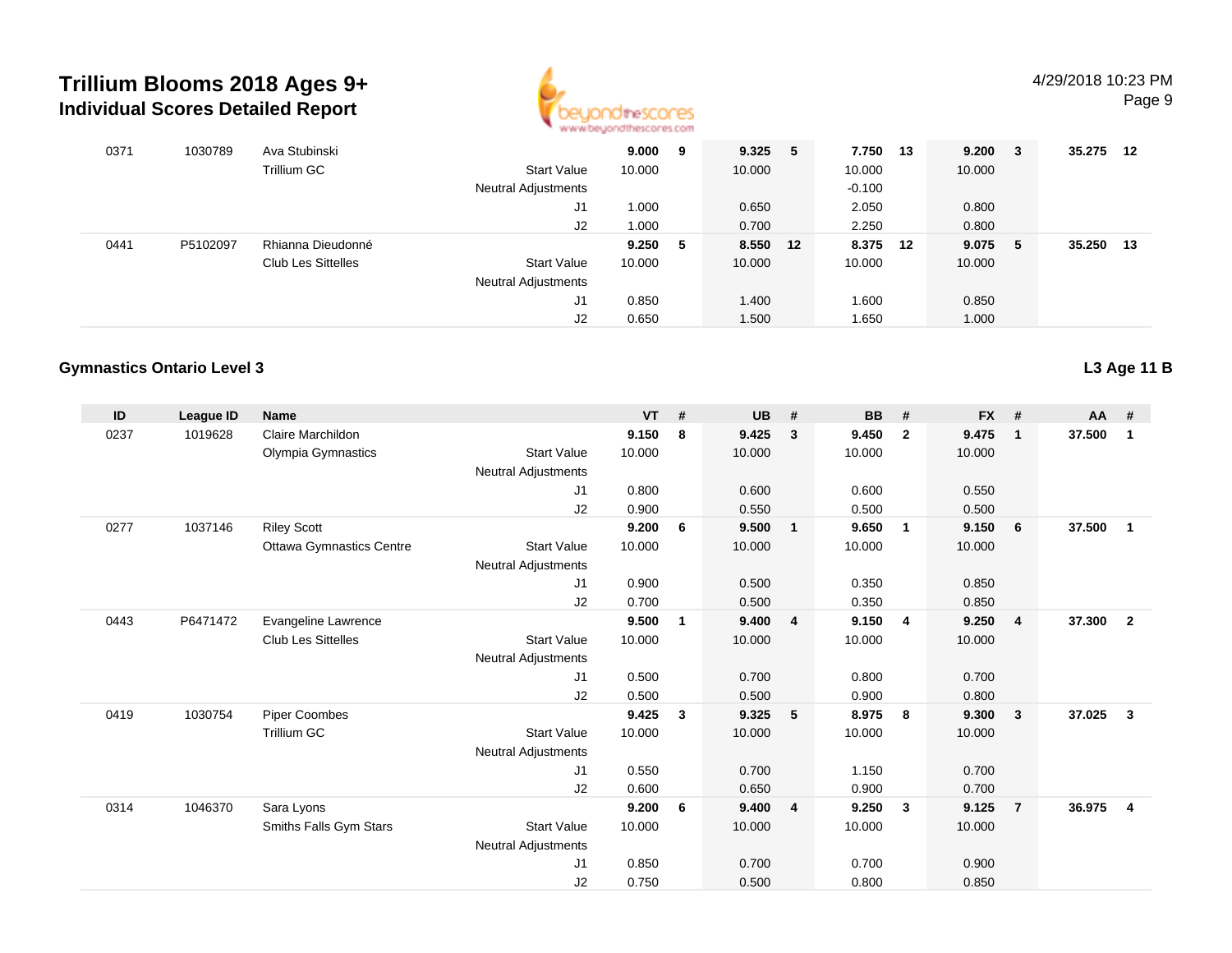# Trillium Blooms 2018 Ages 9+
## Individual Scores Detailed Report

4/29/2018 10:23 PM

| ID | League ID | Name | | VT | # | UB | # | BB | # | FX | # | AA | # |
|---|---|---|---|---|---|---|---|---|---|---|---|---|---|
| 0371 | 1030789 | Ava Stubinski | | **9.000** | **9** | **9.325** | **5** | **7.750** | **13** | **9.200** | **3** | **35.275** | **12** |
| | | Trillium GC | Start Value | 10.000 | | 10.000 | | 10.000 | | 10.000 | | | |
| | | | Neutral Adjustments | | | | | -0.100 | | | | | |
| | | | J1 | 1.000 | | 0.650 | | 2.050 | | 0.800 | | | |
| | | | J2 | 1.000 | | 0.700 | | 2.250 | | 0.800 | | | |
| 0441 | P5102097 | Rhianna Dieudonné | | **9.250** | **5** | **8.550** | **12** | **8.375** | **12** | **9.075** | **5** | **35.250** | **13** |
| | | Club Les Sittelles | Start Value | 10.000 | | 10.000 | | 10.000 | | 10.000 | | | |
| | | | Neutral Adjustments | | | | | | | | | | |
| | | | J1 | 0.850 | | 1.400 | | 1.600 | | 0.850 | | | |
| | | | J2 | 0.650 | | 1.500 | | 1.650 | | 1.000 | | | |

### Gymnastics Ontario Level 3

**L3 Age 11 B**

| ID | League ID | Name | | VT | # | UB | # | BB | # | FX | # | AA | # |
|---|---|---|---|---|---|---|---|---|---|---|---|---|---|
| 0237 | 1019628 | Claire Marchildon | | **9.150** | **8** | **9.425** | **3** | **9.450** | **2** | **9.475** | **1** | **37.500** | **1** |
| | | Olympia Gymnastics | Start Value | 10.000 | | 10.000 | | 10.000 | | 10.000 | | | |
| | | | Neutral Adjustments | | | | | | | | | | |
| | | | J1 | 0.800 | | 0.600 | | 0.600 | | 0.550 | | | |
| | | | J2 | 0.900 | | 0.550 | | 0.500 | | 0.500 | | | |
| 0277 | 1037146 | Riley Scott | | **9.200** | **6** | **9.500** | **1** | **9.650** | **1** | **9.150** | **6** | **37.500** | **1** |
| | | Ottawa Gymnastics Centre | Start Value | 10.000 | | 10.000 | | 10.000 | | 10.000 | | | |
| | | | Neutral Adjustments | | | | | | | | | | |
| | | | J1 | 0.900 | | 0.500 | | 0.350 | | 0.850 | | | |
| | | | J2 | 0.700 | | 0.500 | | 0.350 | | 0.850 | | | |
| 0443 | P6471472 | Evangeline Lawrence | | **9.500** | **1** | **9.400** | **4** | **9.150** | **4** | **9.250** | **4** | **37.300** | **2** |
| | | Club Les Sittelles | Start Value | 10.000 | | 10.000 | | 10.000 | | 10.000 | | | |
| | | | Neutral Adjustments | | | | | | | | | | |
| | | | J1 | 0.500 | | 0.700 | | 0.800 | | 0.700 | | | |
| | | | J2 | 0.500 | | 0.500 | | 0.900 | | 0.800 | | | |
| 0419 | 1030754 | Piper Coombes | | **9.425** | **3** | **9.325** | **5** | **8.975** | **8** | **9.300** | **3** | **37.025** | **3** |
| | | Trillium GC | Start Value | 10.000 | | 10.000 | | 10.000 | | 10.000 | | | |
| | | | Neutral Adjustments | | | | | | | | | | |
| | | | J1 | 0.550 | | 0.700 | | 1.150 | | 0.700 | | | |
| | | | J2 | 0.600 | | 0.650 | | 0.900 | | 0.700 | | | |
| 0314 | 1046370 | Sara Lyons | | **9.200** | **6** | **9.400** | **4** | **9.250** | **3** | **9.125** | **7** | **36.975** | **4** |
| | | Smiths Falls Gym Stars | Start Value | 10.000 | | 10.000 | | 10.000 | | 10.000 | | | |
| | | | Neutral Adjustments | | | | | | | | | | |
| | | | J1 | 0.850 | | 0.700 | | 0.700 | | 0.900 | | | |
| | | | J2 | 0.750 | | 0.500 | | 0.800 | | 0.850 | | | |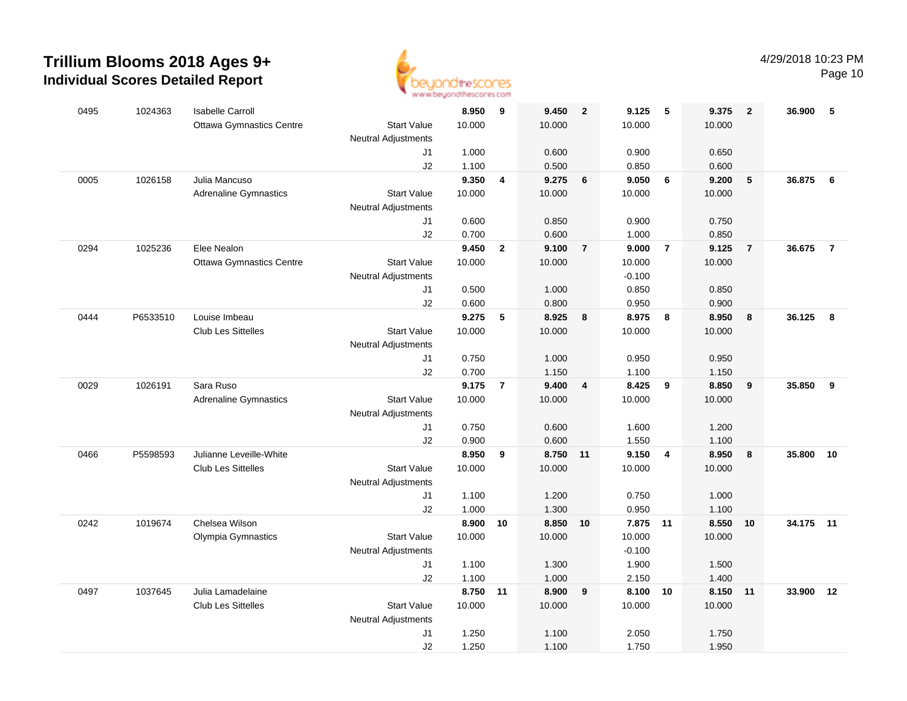# Trillium Blooms 2018 Ages 9+
## Individual Scores Detailed Report

4/29/2018 10:23 PM

| # | ID | Name / Club | | Vault | Rk | Bars | Rk | Beam | Rk | Floor | Rk | AA | Rk |
|---|---|---|---|---|---|---|---|---|---|---|---|---|---|
| 0495 | 1024363 | Isabelle Carroll | | 8.950 | 9 | 9.450 | 2 | 9.125 | 5 | 9.375 | 2 | 36.900 | 5 |
| | | Ottawa Gymnastics Centre | Start Value | 10.000 | | 10.000 | | 10.000 | | 10.000 | | | |
| | | | Neutral Adjustments | | | | | | | | | | |
| | | | J1 | 1.000 | | 0.600 | | 0.900 | | 0.650 | | | |
| | | | J2 | 1.100 | | 0.500 | | 0.850 | | 0.600 | | | |
| 0005 | 1026158 | Julia Mancuso | | 9.350 | 4 | 9.275 | 6 | 9.050 | 6 | 9.200 | 5 | 36.875 | 6 |
| | | Adrenaline Gymnastics | Start Value | 10.000 | | 10.000 | | 10.000 | | 10.000 | | | |
| | | | Neutral Adjustments | | | | | | | | | | |
| | | | J1 | 0.600 | | 0.850 | | 0.900 | | 0.750 | | | |
| | | | J2 | 0.700 | | 0.600 | | 1.000 | | 0.850 | | | |
| 0294 | 1025236 | Elee Nealon | | 9.450 | 2 | 9.100 | 7 | 9.000 | 7 | 9.125 | 7 | 36.675 | 7 |
| | | Ottawa Gymnastics Centre | Start Value | 10.000 | | 10.000 | | 10.000 | | 10.000 | | | |
| | | | Neutral Adjustments | | | | | -0.100 | | | | | |
| | | | J1 | 0.500 | | 1.000 | | 0.850 | | 0.850 | | | |
| | | | J2 | 0.600 | | 0.800 | | 0.950 | | 0.900 | | | |
| 0444 | P6533510 | Louise Imbeau | | 9.275 | 5 | 8.925 | 8 | 8.975 | 8 | 8.950 | 8 | 36.125 | 8 |
| | | Club Les Sittelles | Start Value | 10.000 | | 10.000 | | 10.000 | | 10.000 | | | |
| | | | Neutral Adjustments | | | | | | | | | | |
| | | | J1 | 0.750 | | 1.000 | | 0.950 | | 0.950 | | | |
| | | | J2 | 0.700 | | 1.150 | | 1.100 | | 1.150 | | | |
| 0029 | 1026191 | Sara Ruso | | 9.175 | 7 | 9.400 | 4 | 8.425 | 9 | 8.850 | 9 | 35.850 | 9 |
| | | Adrenaline Gymnastics | Start Value | 10.000 | | 10.000 | | 10.000 | | 10.000 | | | |
| | | | Neutral Adjustments | | | | | | | | | | |
| | | | J1 | 0.750 | | 0.600 | | 1.600 | | 1.200 | | | |
| | | | J2 | 0.900 | | 0.600 | | 1.550 | | 1.100 | | | |
| 0466 | P5598593 | Julianne Leveille-White | | 8.950 | 9 | 8.750 | 11 | 9.150 | 4 | 8.950 | 8 | 35.800 | 10 |
| | | Club Les Sittelles | Start Value | 10.000 | | 10.000 | | 10.000 | | 10.000 | | | |
| | | | Neutral Adjustments | | | | | | | | | | |
| | | | J1 | 1.100 | | 1.200 | | 0.750 | | 1.000 | | | |
| | | | J2 | 1.000 | | 1.300 | | 0.950 | | 1.100 | | | |
| 0242 | 1019674 | Chelsea Wilson | | 8.900 | 10 | 8.850 | 10 | 7.875 | 11 | 8.550 | 10 | 34.175 | 11 |
| | | Olympia Gymnastics | Start Value | 10.000 | | 10.000 | | 10.000 | | 10.000 | | | |
| | | | Neutral Adjustments | | | | | -0.100 | | | | | |
| | | | J1 | 1.100 | | 1.300 | | 1.900 | | 1.500 | | | |
| | | | J2 | 1.100 | | 1.000 | | 2.150 | | 1.400 | | | |
| 0497 | 1037645 | Julia Lamadelaine | | 8.750 | 11 | 8.900 | 9 | 8.100 | 10 | 8.150 | 11 | 33.900 | 12 |
| | | Club Les Sittelles | Start Value | 10.000 | | 10.000 | | 10.000 | | 10.000 | | | |
| | | | Neutral Adjustments | | | | | | | | | | |
| | | | J1 | 1.250 | | 1.100 | | 2.050 | | 1.750 | | | |
| | | | J2 | 1.250 | | 1.100 | | 1.750 | | 1.950 | | | |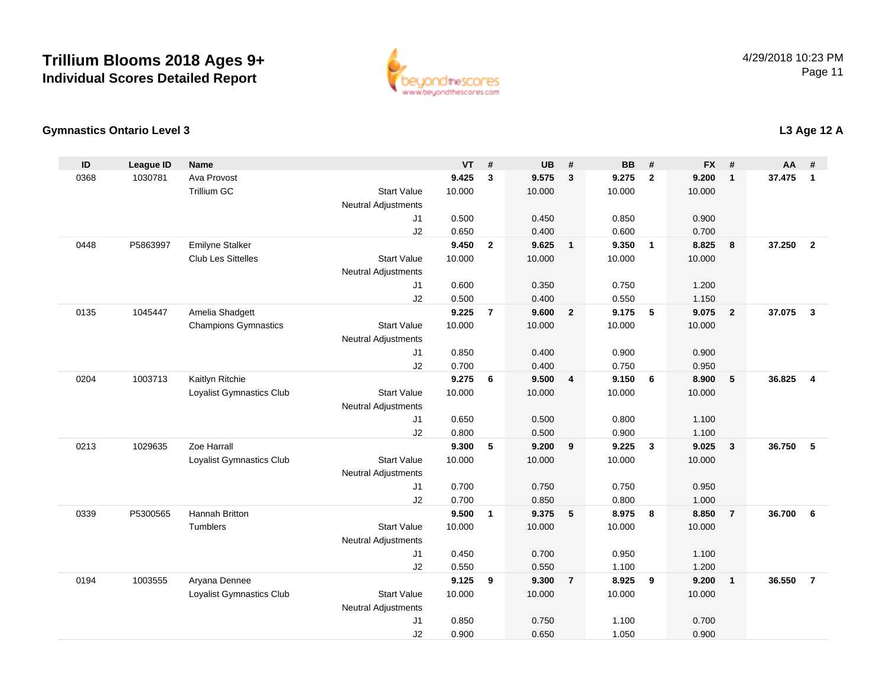# Trillium Blooms 2018 Ages 9+
## Individual Scores Detailed Report

4/29/2018 10:23 PM

### Gymnastics Ontario Level 3

**L3 Age 12 A**

| ID | League ID | Name | | VT | # | UB | # | BB | # | FX | # | AA | # |
|---|---|---|---|---|---|---|---|---|---|---|---|---|---|
| 0368 | 1030781 | Ava Provost | | **9.425** | **3** | **9.575** | **3** | **9.275** | **2** | **9.200** | **1** | **37.475** | **1** |
| | | Trillium GC | Start Value | 10.000 | | 10.000 | | 10.000 | | 10.000 | | | |
| | | | Neutral Adjustments | | | | | | | | | | |
| | | | J1 | 0.500 | | 0.450 | | 0.850 | | 0.900 | | | |
| | | | J2 | 0.650 | | 0.400 | | 0.600 | | 0.700 | | | |
| 0448 | P5863997 | Emilyne Stalker | | **9.450** | **2** | **9.625** | **1** | **9.350** | **1** | **8.825** | **8** | **37.250** | **2** |
| | | Club Les Sittelles | Start Value | 10.000 | | 10.000 | | 10.000 | | 10.000 | | | |
| | | | Neutral Adjustments | | | | | | | | | | |
| | | | J1 | 0.600 | | 0.350 | | 0.750 | | 1.200 | | | |
| | | | J2 | 0.500 | | 0.400 | | 0.550 | | 1.150 | | | |
| 0135 | 1045447 | Amelia Shadgett | | **9.225** | **7** | **9.600** | **2** | **9.175** | **5** | **9.075** | **2** | **37.075** | **3** |
| | | Champions Gymnastics | Start Value | 10.000 | | 10.000 | | 10.000 | | 10.000 | | | |
| | | | Neutral Adjustments | | | | | | | | | | |
| | | | J1 | 0.850 | | 0.400 | | 0.900 | | 0.900 | | | |
| | | | J2 | 0.700 | | 0.400 | | 0.750 | | 0.950 | | | |
| 0204 | 1003713 | Kaitlyn Ritchie | | **9.275** | **6** | **9.500** | **4** | **9.150** | **6** | **8.900** | **5** | **36.825** | **4** |
| | | Loyalist Gymnastics Club | Start Value | 10.000 | | 10.000 | | 10.000 | | 10.000 | | | |
| | | | Neutral Adjustments | | | | | | | | | | |
| | | | J1 | 0.650 | | 0.500 | | 0.800 | | 1.100 | | | |
| | | | J2 | 0.800 | | 0.500 | | 0.900 | | 1.100 | | | |
| 0213 | 1029635 | Zoe Harrall | | **9.300** | **5** | **9.200** | **9** | **9.225** | **3** | **9.025** | **3** | **36.750** | **5** |
| | | Loyalist Gymnastics Club | Start Value | 10.000 | | 10.000 | | 10.000 | | 10.000 | | | |
| | | | Neutral Adjustments | | | | | | | | | | |
| | | | J1 | 0.700 | | 0.750 | | 0.750 | | 0.950 | | | |
| | | | J2 | 0.700 | | 0.850 | | 0.800 | | 1.000 | | | |
| 0339 | P5300565 | Hannah Britton | | **9.500** | **1** | **9.375** | **5** | **8.975** | **8** | **8.850** | **7** | **36.700** | **6** |
| | | Tumblers | Start Value | 10.000 | | 10.000 | | 10.000 | | 10.000 | | | |
| | | | Neutral Adjustments | | | | | | | | | | |
| | | | J1 | 0.450 | | 0.700 | | 0.950 | | 1.100 | | | |
| | | | J2 | 0.550 | | 0.550 | | 1.100 | | 1.200 | | | |
| 0194 | 1003555 | Aryana Dennee | | **9.125** | **9** | **9.300** | **7** | **8.925** | **9** | **9.200** | **1** | **36.550** | **7** |
| | | Loyalist Gymnastics Club | Start Value | 10.000 | | 10.000 | | 10.000 | | 10.000 | | | |
| | | | Neutral Adjustments | | | | | | | | | | |
| | | | J1 | 0.850 | | 0.750 | | 1.100 | | 0.700 | | | |
| | | | J2 | 0.900 | | 0.650 | | 1.050 | | 0.900 | | | |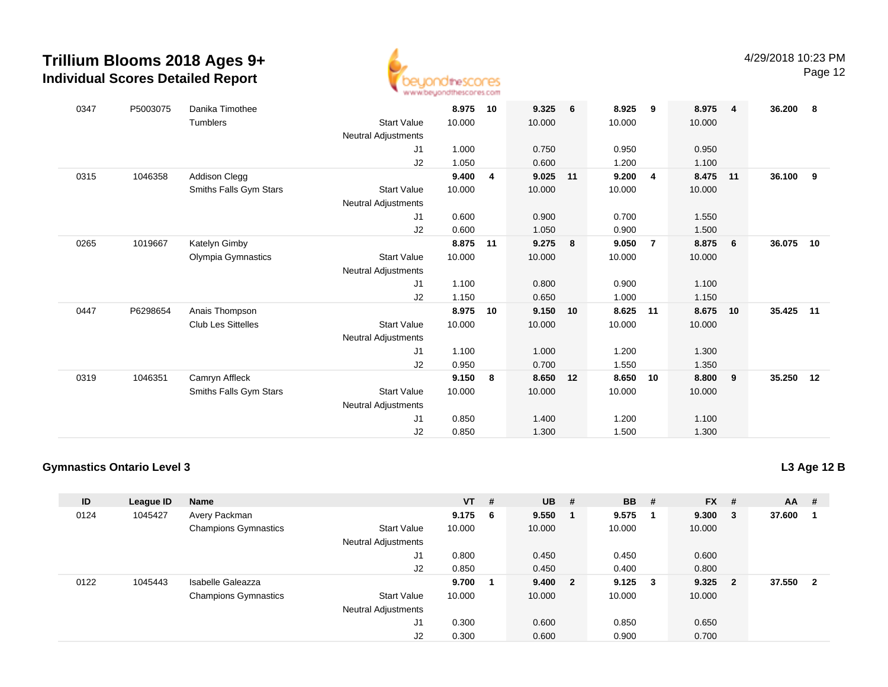| ID | League ID | Name | | VT | # | UB | # | BB | # | FX | # | AA | # |
|---|---|---|---|---|---|---|---|---|---|---|---|---|---|
| 0347 | P5003075 | Danika Timothee | | 8.975 | 10 | 9.325 | 6 | 8.925 | 9 | 8.975 | 4 | 36.200 | 8 |
| | | Tumblers | Start Value | 10.000 | | 10.000 | | 10.000 | | 10.000 | | | |
| | | | Neutral Adjustments | | | | | | | | | | |
| | | | J1 | 1.000 | | 0.750 | | 0.950 | | 0.950 | | | |
| | | | J2 | 1.050 | | 0.600 | | 1.200 | | 1.100 | | | |
| 0315 | 1046358 | Addison Clegg | | 9.400 | 4 | 9.025 | 11 | 9.200 | 4 | 8.475 | 11 | 36.100 | 9 |
| | | Smiths Falls Gym Stars | Start Value | 10.000 | | 10.000 | | 10.000 | | 10.000 | | | |
| | | | Neutral Adjustments | | | | | | | | | | |
| | | | J1 | 0.600 | | 0.900 | | 0.700 | | 1.550 | | | |
| | | | J2 | 0.600 | | 1.050 | | 0.900 | | 1.500 | | | |
| 0265 | 1019667 | Katelyn Gimby | | 8.875 | 11 | 9.275 | 8 | 9.050 | 7 | 8.875 | 6 | 36.075 | 10 |
| | | Olympia Gymnastics | Start Value | 10.000 | | 10.000 | | 10.000 | | 10.000 | | | |
| | | | Neutral Adjustments | | | | | | | | | | |
| | | | J1 | 1.100 | | 0.800 | | 0.900 | | 1.100 | | | |
| | | | J2 | 1.150 | | 0.650 | | 1.000 | | 1.150 | | | |
| 0447 | P6298654 | Anais Thompson | | 8.975 | 10 | 9.150 | 10 | 8.625 | 11 | 8.675 | 10 | 35.425 | 11 |
| | | Club Les Sittelles | Start Value | 10.000 | | 10.000 | | 10.000 | | 10.000 | | | |
| | | | Neutral Adjustments | | | | | | | | | | |
| | | | J1 | 1.100 | | 1.000 | | 1.200 | | 1.300 | | | |
| | | | J2 | 0.950 | | 0.700 | | 1.550 | | 1.350 | | | |
| 0319 | 1046351 | Camryn Affleck | | 9.150 | 8 | 8.650 | 12 | 8.650 | 10 | 8.800 | 9 | 35.250 | 12 |
| | | Smiths Falls Gym Stars | Start Value | 10.000 | | 10.000 | | 10.000 | | 10.000 | | | |
| | | | Neutral Adjustments | | | | | | | | | | |
| | | | J1 | 0.850 | | 1.400 | | 1.200 | | 1.100 | | | |
| | | | J2 | 0.850 | | 1.300 | | 1.500 | | 1.300 | | | |

## Gymnastics Ontario Level 3

**L3 Age 12 B**

| ID | League ID | Name | | VT | # | UB | # | BB | # | FX | # | AA | # |
|---|---|---|---|---|---|---|---|---|---|---|---|---|---|
| 0124 | 1045427 | Avery Packman | | 9.175 | 6 | 9.550 | 1 | 9.575 | 1 | 9.300 | 3 | 37.600 | 1 |
| | | Champions Gymnastics | Start Value | 10.000 | | 10.000 | | 10.000 | | 10.000 | | | |
| | | | Neutral Adjustments | | | | | | | | | | |
| | | | J1 | 0.800 | | 0.450 | | 0.450 | | 0.600 | | | |
| | | | J2 | 0.850 | | 0.450 | | 0.400 | | 0.800 | | | |
| 0122 | 1045443 | Isabelle Galeazza | | 9.700 | 1 | 9.400 | 2 | 9.125 | 3 | 9.325 | 2 | 37.550 | 2 |
| | | Champions Gymnastics | Start Value | 10.000 | | 10.000 | | 10.000 | | 10.000 | | | |
| | | | Neutral Adjustments | | | | | | | | | | |
| | | | J1 | 0.300 | | 0.600 | | 0.850 | | 0.650 | | | |
| | | | J2 | 0.300 | | 0.600 | | 0.900 | | 0.700 | | | |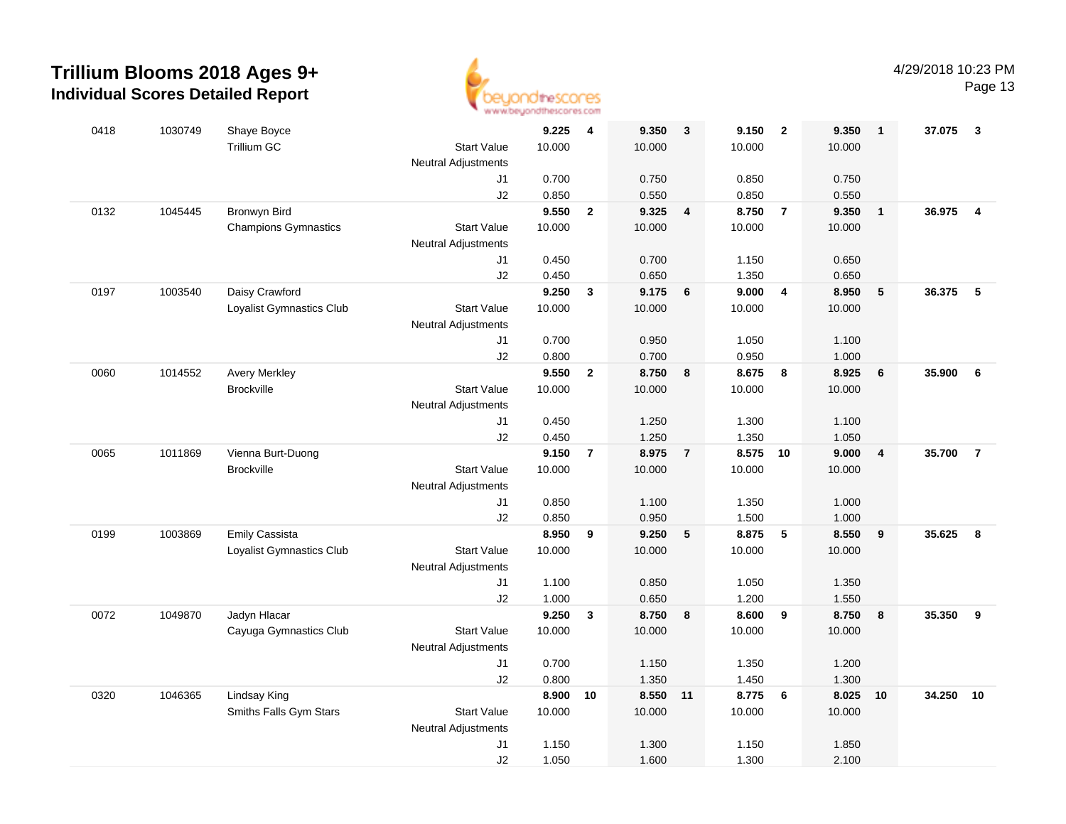# Trillium Blooms 2018 Ages 9+
## Individual Scores Detailed Report

4/29/2018 10:23 PM

| Bib | ID | Name / Club | | Vault | Rank | Bars | Rank | Beam | Rank | Floor | Rank | AA | Rank |
|---|---|---|---|---|---|---|---|---|---|---|---|---|---|
| 0418 | 1030749 | Shaye Boyce | | **9.225** | **4** | **9.350** | **3** | **9.150** | **2** | **9.350** | **1** | **37.075** | **3** |
| | | Trillium GC | Start Value | 10.000 | | 10.000 | | 10.000 | | 10.000 | | | |
| | | | Neutral Adjustments | | | | | | | | | | |
| | | | J1 | 0.700 | | 0.750 | | 0.850 | | 0.750 | | | |
| | | | J2 | 0.850 | | 0.550 | | 0.850 | | 0.550 | | | |
| 0132 | 1045445 | Bronwyn Bird | | **9.550** | **2** | **9.325** | **4** | **8.750** | **7** | **9.350** | **1** | **36.975** | **4** |
| | | Champions Gymnastics | Start Value | 10.000 | | 10.000 | | 10.000 | | 10.000 | | | |
| | | | Neutral Adjustments | | | | | | | | | | |
| | | | J1 | 0.450 | | 0.700 | | 1.150 | | 0.650 | | | |
| | | | J2 | 0.450 | | 0.650 | | 1.350 | | 0.650 | | | |
| 0197 | 1003540 | Daisy Crawford | | **9.250** | **3** | **9.175** | **6** | **9.000** | **4** | **8.950** | **5** | **36.375** | **5** |
| | | Loyalist Gymnastics Club | Start Value | 10.000 | | 10.000 | | 10.000 | | 10.000 | | | |
| | | | Neutral Adjustments | | | | | | | | | | |
| | | | J1 | 0.700 | | 0.950 | | 1.050 | | 1.100 | | | |
| | | | J2 | 0.800 | | 0.700 | | 0.950 | | 1.000 | | | |
| 0060 | 1014552 | Avery Merkley | | **9.550** | **2** | **8.750** | **8** | **8.675** | **8** | **8.925** | **6** | **35.900** | **6** |
| | | Brockville | Start Value | 10.000 | | 10.000 | | 10.000 | | 10.000 | | | |
| | | | Neutral Adjustments | | | | | | | | | | |
| | | | J1 | 0.450 | | 1.250 | | 1.300 | | 1.100 | | | |
| | | | J2 | 0.450 | | 1.250 | | 1.350 | | 1.050 | | | |
| 0065 | 1011869 | Vienna Burt-Duong | | **9.150** | **7** | **8.975** | **7** | **8.575** | **10** | **9.000** | **4** | **35.700** | **7** |
| | | Brockville | Start Value | 10.000 | | 10.000 | | 10.000 | | 10.000 | | | |
| | | | Neutral Adjustments | | | | | | | | | | |
| | | | J1 | 0.850 | | 1.100 | | 1.350 | | 1.000 | | | |
| | | | J2 | 0.850 | | 0.950 | | 1.500 | | 1.000 | | | |
| 0199 | 1003869 | Emily Cassista | | **8.950** | **9** | **9.250** | **5** | **8.875** | **5** | **8.550** | **9** | **35.625** | **8** |
| | | Loyalist Gymnastics Club | Start Value | 10.000 | | 10.000 | | 10.000 | | 10.000 | | | |
| | | | Neutral Adjustments | | | | | | | | | | |
| | | | J1 | 1.100 | | 0.850 | | 1.050 | | 1.350 | | | |
| | | | J2 | 1.000 | | 0.650 | | 1.200 | | 1.550 | | | |
| 0072 | 1049870 | Jadyn Hlacar | | **9.250** | **3** | **8.750** | **8** | **8.600** | **9** | **8.750** | **8** | **35.350** | **9** |
| | | Cayuga Gymnastics Club | Start Value | 10.000 | | 10.000 | | 10.000 | | 10.000 | | | |
| | | | Neutral Adjustments | | | | | | | | | | |
| | | | J1 | 0.700 | | 1.150 | | 1.350 | | 1.200 | | | |
| | | | J2 | 0.800 | | 1.350 | | 1.450 | | 1.300 | | | |
| 0320 | 1046365 | Lindsay King | | **8.900** | **10** | **8.550** | **11** | **8.775** | **6** | **8.025** | **10** | **34.250** | **10** |
| | | Smiths Falls Gym Stars | Start Value | 10.000 | | 10.000 | | 10.000 | | 10.000 | | | |
| | | | Neutral Adjustments | | | | | | | | | | |
| | | | J1 | 1.150 | | 1.300 | | 1.150 | | 1.850 | | | |
| | | | J2 | 1.050 | | 1.600 | | 1.300 | | 2.100 | | | |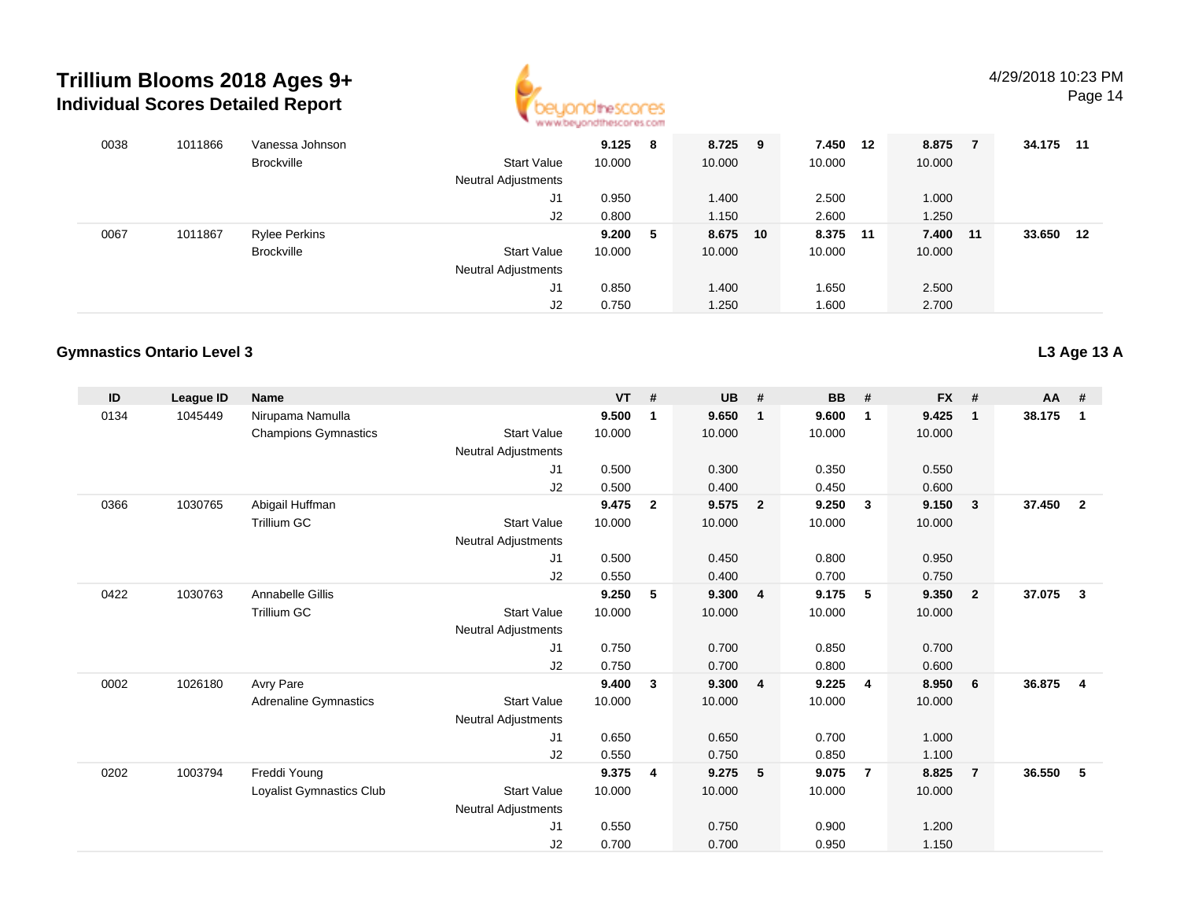# Trillium Blooms 2018 Ages 9+
## Individual Scores Detailed Report

4/29/2018 10:23 PM

| ID | League ID | Name | | VT | # | UB | # | BB | # | FX | # | AA | # |
|---|---|---|---|---|---|---|---|---|---|---|---|---|---|
| 0038 | 1011866 | Vanessa Johnson | | 9.125 | 8 | 8.725 | 9 | 7.450 | 12 | 8.875 | 7 | 34.175 | 11 |
| | | Brockville | Start Value | 10.000 | | 10.000 | | 10.000 | | 10.000 | | | |
| | | | Neutral Adjustments | | | | | | | | | | |
| | | | J1 | 0.950 | | 1.400 | | 2.500 | | 1.000 | | | |
| | | | J2 | 0.800 | | 1.150 | | 2.600 | | 1.250 | | | |
| 0067 | 1011867 | Rylee Perkins | | 9.200 | 5 | 8.675 | 10 | 8.375 | 11 | 7.400 | 11 | 33.650 | 12 |
| | | Brockville | Start Value | 10.000 | | 10.000 | | 10.000 | | 10.000 | | | |
| | | | Neutral Adjustments | | | | | | | | | | |
| | | | J1 | 0.850 | | 1.400 | | 1.650 | | 2.500 | | | |
| | | | J2 | 0.750 | | 1.250 | | 1.600 | | 2.700 | | | |

### Gymnastics Ontario Level 3

**L3 Age 13 A**

| ID | League ID | Name | | VT | # | UB | # | BB | # | FX | # | AA | # |
|---|---|---|---|---|---|---|---|---|---|---|---|---|---|
| 0134 | 1045449 | Nirupama Namulla | | 9.500 | 1 | 9.650 | 1 | 9.600 | 1 | 9.425 | 1 | 38.175 | 1 |
| | | Champions Gymnastics | Start Value | 10.000 | | 10.000 | | 10.000 | | 10.000 | | | |
| | | | Neutral Adjustments | | | | | | | | | | |
| | | | J1 | 0.500 | | 0.300 | | 0.350 | | 0.550 | | | |
| | | | J2 | 0.500 | | 0.400 | | 0.450 | | 0.600 | | | |
| 0366 | 1030765 | Abigail Huffman | | 9.475 | 2 | 9.575 | 2 | 9.250 | 3 | 9.150 | 3 | 37.450 | 2 |
| | | Trillium GC | Start Value | 10.000 | | 10.000 | | 10.000 | | 10.000 | | | |
| | | | Neutral Adjustments | | | | | | | | | | |
| | | | J1 | 0.500 | | 0.450 | | 0.800 | | 0.950 | | | |
| | | | J2 | 0.550 | | 0.400 | | 0.700 | | 0.750 | | | |
| 0422 | 1030763 | Annabelle Gillis | | 9.250 | 5 | 9.300 | 4 | 9.175 | 5 | 9.350 | 2 | 37.075 | 3 |
| | | Trillium GC | Start Value | 10.000 | | 10.000 | | 10.000 | | 10.000 | | | |
| | | | Neutral Adjustments | | | | | | | | | | |
| | | | J1 | 0.750 | | 0.700 | | 0.850 | | 0.700 | | | |
| | | | J2 | 0.750 | | 0.700 | | 0.800 | | 0.600 | | | |
| 0002 | 1026180 | Avry Pare | | 9.400 | 3 | 9.300 | 4 | 9.225 | 4 | 8.950 | 6 | 36.875 | 4 |
| | | Adrenaline Gymnastics | Start Value | 10.000 | | 10.000 | | 10.000 | | 10.000 | | | |
| | | | Neutral Adjustments | | | | | | | | | | |
| | | | J1 | 0.650 | | 0.650 | | 0.700 | | 1.000 | | | |
| | | | J2 | 0.550 | | 0.750 | | 0.850 | | 1.100 | | | |
| 0202 | 1003794 | Freddi Young | | 9.375 | 4 | 9.275 | 5 | 9.075 | 7 | 8.825 | 7 | 36.550 | 5 |
| | | Loyalist Gymnastics Club | Start Value | 10.000 | | 10.000 | | 10.000 | | 10.000 | | | |
| | | | Neutral Adjustments | | | | | | | | | | |
| | | | J1 | 0.550 | | 0.750 | | 0.900 | | 1.200 | | | |
| | | | J2 | 0.700 | | 0.700 | | 0.950 | | 1.150 | | | |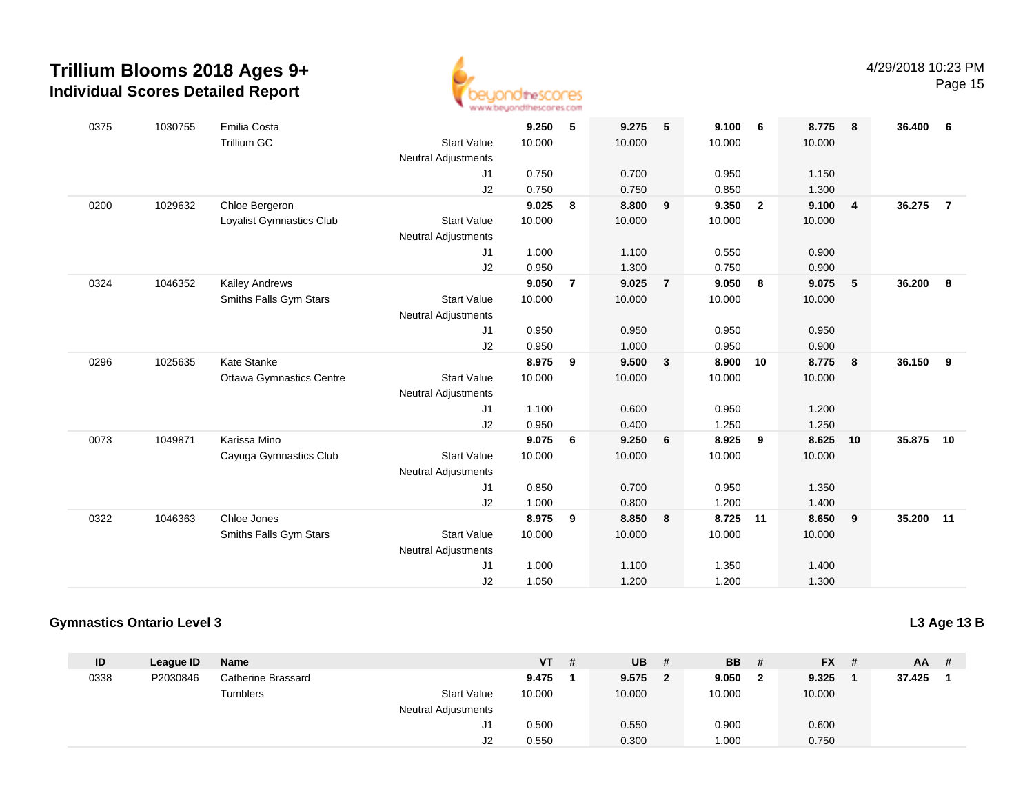# Trillium Blooms 2018 Ages 9+
## Individual Scores Detailed Report

4/29/2018 10:23 PM

| ID | League ID | Name | | VT | # | UB | # | BB | # | FX | # | AA | # |
|---|---|---|---|---|---|---|---|---|---|---|---|---|---|
| 0375 | 1030755 | Emilia Costa | | 9.250 | 5 | 9.275 | 5 | 9.100 | 6 | 8.775 | 8 | 36.400 | 6 |
| | | Trillium GC | Start Value | 10.000 | | 10.000 | | 10.000 | | 10.000 | | | |
| | | | Neutral Adjustments | | | | | | | | | | |
| | | | J1 | 0.750 | | 0.700 | | 0.950 | | 1.150 | | | |
| | | | J2 | 0.750 | | 0.750 | | 0.850 | | 1.300 | | | |
| 0200 | 1029632 | Chloe Bergeron | | 9.025 | 8 | 8.800 | 9 | 9.350 | 2 | 9.100 | 4 | 36.275 | 7 |
| | | Loyalist Gymnastics Club | Start Value | 10.000 | | 10.000 | | 10.000 | | 10.000 | | | |
| | | | Neutral Adjustments | | | | | | | | | | |
| | | | J1 | 1.000 | | 1.100 | | 0.550 | | 0.900 | | | |
| | | | J2 | 0.950 | | 1.300 | | 0.750 | | 0.900 | | | |
| 0324 | 1046352 | Kailey Andrews | | 9.050 | 7 | 9.025 | 7 | 9.050 | 8 | 9.075 | 5 | 36.200 | 8 |
| | | Smiths Falls Gym Stars | Start Value | 10.000 | | 10.000 | | 10.000 | | 10.000 | | | |
| | | | Neutral Adjustments | | | | | | | | | | |
| | | | J1 | 0.950 | | 0.950 | | 0.950 | | 0.950 | | | |
| | | | J2 | 0.950 | | 1.000 | | 0.950 | | 0.900 | | | |
| 0296 | 1025635 | Kate Stanke | | 8.975 | 9 | 9.500 | 3 | 8.900 | 10 | 8.775 | 8 | 36.150 | 9 |
| | | Ottawa Gymnastics Centre | Start Value | 10.000 | | 10.000 | | 10.000 | | 10.000 | | | |
| | | | Neutral Adjustments | | | | | | | | | | |
| | | | J1 | 1.100 | | 0.600 | | 0.950 | | 1.200 | | | |
| | | | J2 | 0.950 | | 0.400 | | 1.250 | | 1.250 | | | |
| 0073 | 1049871 | Karissa Mino | | 9.075 | 6 | 9.250 | 6 | 8.925 | 9 | 8.625 | 10 | 35.875 | 10 |
| | | Cayuga Gymnastics Club | Start Value | 10.000 | | 10.000 | | 10.000 | | 10.000 | | | |
| | | | Neutral Adjustments | | | | | | | | | | |
| | | | J1 | 0.850 | | 0.700 | | 0.950 | | 1.350 | | | |
| | | | J2 | 1.000 | | 0.800 | | 1.200 | | 1.400 | | | |
| 0322 | 1046363 | Chloe Jones | | 8.975 | 9 | 8.850 | 8 | 8.725 | 11 | 8.650 | 9 | 35.200 | 11 |
| | | Smiths Falls Gym Stars | Start Value | 10.000 | | 10.000 | | 10.000 | | 10.000 | | | |
| | | | Neutral Adjustments | | | | | | | | | | |
| | | | J1 | 1.000 | | 1.100 | | 1.350 | | 1.400 | | | |
| | | | J2 | 1.050 | | 1.200 | | 1.200 | | 1.300 | | | |

### Gymnastics Ontario Level 3

**L3 Age 13 B**

| ID | League ID | Name | | VT | # | UB | # | BB | # | FX | # | AA | # |
|---|---|---|---|---|---|---|---|---|---|---|---|---|---|
| 0338 | P2030846 | Catherine Brassard | | 9.475 | 1 | 9.575 | 2 | 9.050 | 2 | 9.325 | 1 | 37.425 | 1 |
| | | Tumblers | Start Value | 10.000 | | 10.000 | | 10.000 | | 10.000 | | | |
| | | | Neutral Adjustments | | | | | | | | | | |
| | | | J1 | 0.500 | | 0.550 | | 0.900 | | 0.600 | | | |
| | | | J2 | 0.550 | | 0.300 | | 1.000 | | 0.750 | | | |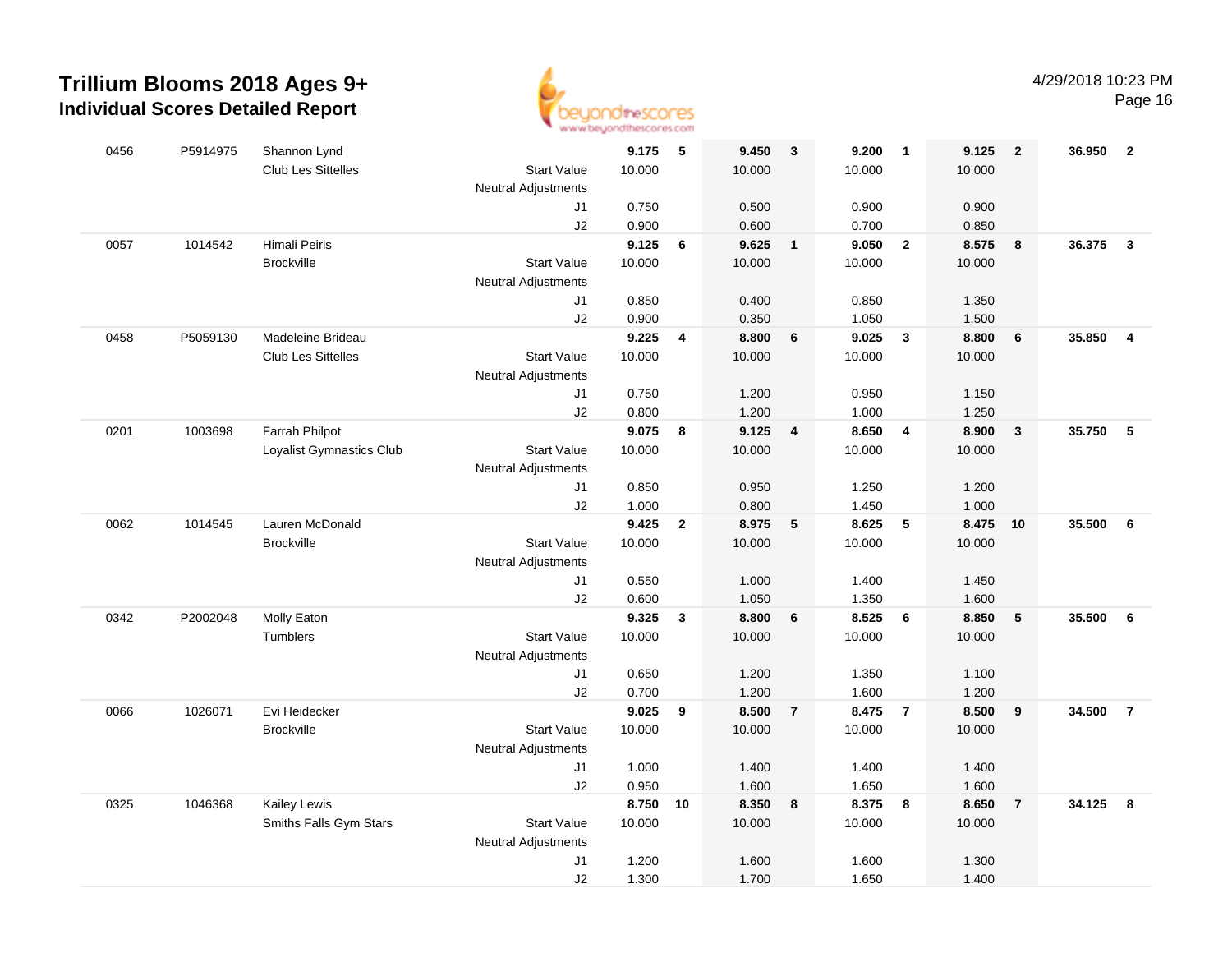# Trillium Blooms 2018 Ages 9+

## Individual Scores Detailed Report

4/29/2018 10:23 PM

| | | | | | | | | | | | | | |
|---|---|---|---|---|---|---|---|---|---|---|---|---|---|
| 0456 | P5914975 | Shannon Lynd | | **9.175** | **5** | **9.450** | **3** | **9.200** | **1** | **9.125** | **2** | **36.950** | **2** |
| | | Club Les Sittelles | Start Value | 10.000 | | 10.000 | | 10.000 | | 10.000 | | | |
| | | | Neutral Adjustments | | | | | | | | | | |
| | | | J1 | 0.750 | | 0.500 | | 0.900 | | 0.900 | | | |
| | | | J2 | 0.900 | | 0.600 | | 0.700 | | 0.850 | | | |
| 0057 | 1014542 | Himali Peiris | | **9.125** | **6** | **9.625** | **1** | **9.050** | **2** | **8.575** | **8** | **36.375** | **3** |
| | | Brockville | Start Value | 10.000 | | 10.000 | | 10.000 | | 10.000 | | | |
| | | | Neutral Adjustments | | | | | | | | | | |
| | | | J1 | 0.850 | | 0.400 | | 0.850 | | 1.350 | | | |
| | | | J2 | 0.900 | | 0.350 | | 1.050 | | 1.500 | | | |
| 0458 | P5059130 | Madeleine Brideau | | **9.225** | **4** | **8.800** | **6** | **9.025** | **3** | **8.800** | **6** | **35.850** | **4** |
| | | Club Les Sittelles | Start Value | 10.000 | | 10.000 | | 10.000 | | 10.000 | | | |
| | | | Neutral Adjustments | | | | | | | | | | |
| | | | J1 | 0.750 | | 1.200 | | 0.950 | | 1.150 | | | |
| | | | J2 | 0.800 | | 1.200 | | 1.000 | | 1.250 | | | |
| 0201 | 1003698 | Farrah Philpot | | **9.075** | **8** | **9.125** | **4** | **8.650** | **4** | **8.900** | **3** | **35.750** | **5** |
| | | Loyalist Gymnastics Club | Start Value | 10.000 | | 10.000 | | 10.000 | | 10.000 | | | |
| | | | Neutral Adjustments | | | | | | | | | | |
| | | | J1 | 0.850 | | 0.950 | | 1.250 | | 1.200 | | | |
| | | | J2 | 1.000 | | 0.800 | | 1.450 | | 1.000 | | | |
| 0062 | 1014545 | Lauren McDonald | | **9.425** | **2** | **8.975** | **5** | **8.625** | **5** | **8.475** | **10** | **35.500** | **6** |
| | | Brockville | Start Value | 10.000 | | 10.000 | | 10.000 | | 10.000 | | | |
| | | | Neutral Adjustments | | | | | | | | | | |
| | | | J1 | 0.550 | | 1.000 | | 1.400 | | 1.450 | | | |
| | | | J2 | 0.600 | | 1.050 | | 1.350 | | 1.600 | | | |
| 0342 | P2002048 | Molly Eaton | | **9.325** | **3** | **8.800** | **6** | **8.525** | **6** | **8.850** | **5** | **35.500** | **6** |
| | | Tumblers | Start Value | 10.000 | | 10.000 | | 10.000 | | 10.000 | | | |
| | | | Neutral Adjustments | | | | | | | | | | |
| | | | J1 | 0.650 | | 1.200 | | 1.350 | | 1.100 | | | |
| | | | J2 | 0.700 | | 1.200 | | 1.600 | | 1.200 | | | |
| 0066 | 1026071 | Evi Heidecker | | **9.025** | **9** | **8.500** | **7** | **8.475** | **7** | **8.500** | **9** | **34.500** | **7** |
| | | Brockville | Start Value | 10.000 | | 10.000 | | 10.000 | | 10.000 | | | |
| | | | Neutral Adjustments | | | | | | | | | | |
| | | | J1 | 1.000 | | 1.400 | | 1.400 | | 1.400 | | | |
| | | | J2 | 0.950 | | 1.600 | | 1.650 | | 1.600 | | | |
| 0325 | 1046368 | Kailey Lewis | | **8.750** | **10** | **8.350** | **8** | **8.375** | **8** | **8.650** | **7** | **34.125** | **8** |
| | | Smiths Falls Gym Stars | Start Value | 10.000 | | 10.000 | | 10.000 | | 10.000 | | | |
| | | | Neutral Adjustments | | | | | | | | | | |
| | | | J1 | 1.200 | | 1.600 | | 1.600 | | 1.300 | | | |
| | | | J2 | 1.300 | | 1.700 | | 1.650 | | 1.400 | | | |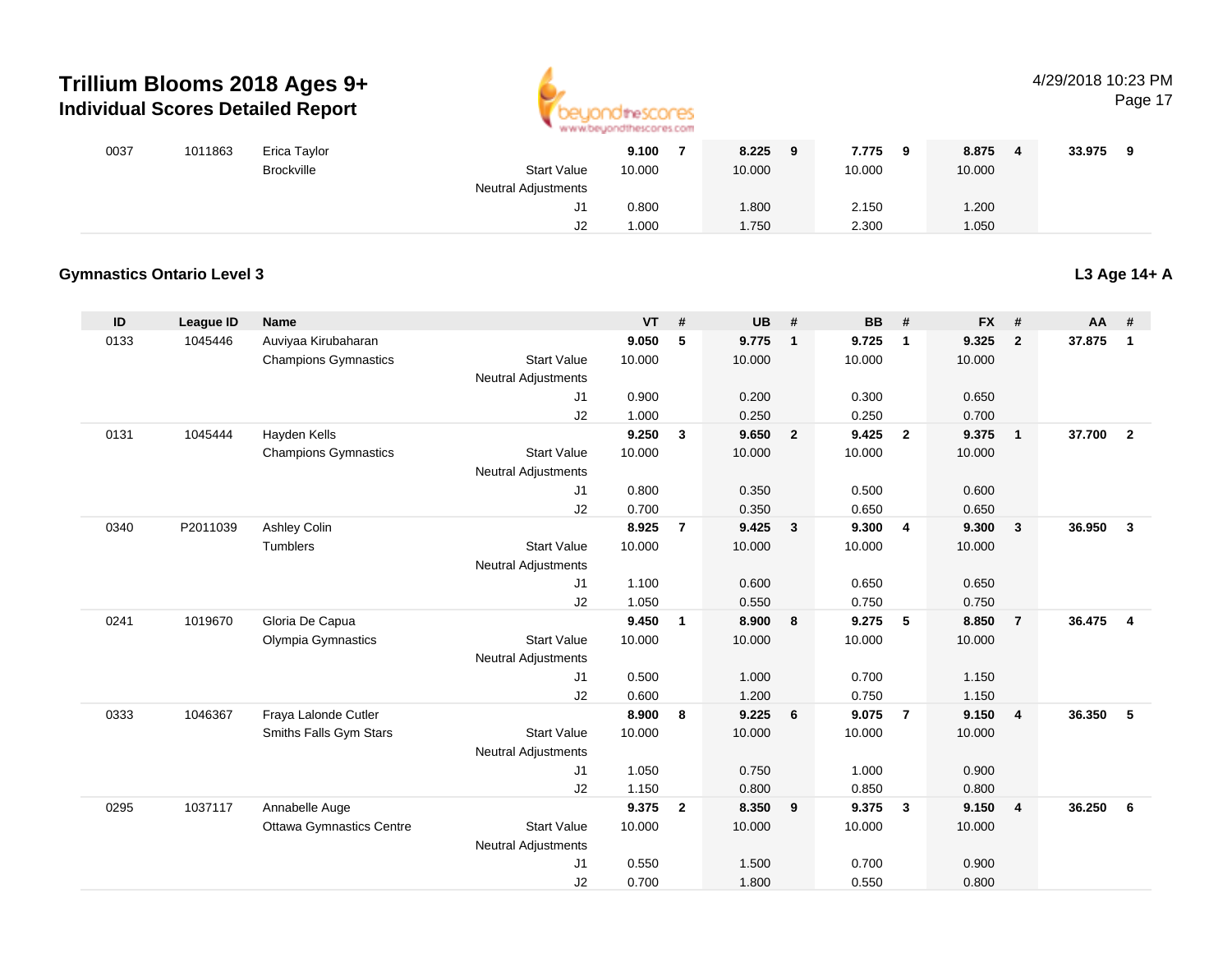# Trillium Blooms 2018 Ages 9+

## Individual Scores Detailed Report

| ID | League ID | Name | | VT | # | UB | # | BB | # | FX | # | AA | # |
|---|---|---|---|---|---|---|---|---|---|---|---|---|---|
| 0037 | 1011863 | Erica Taylor | | **9.100** | **7** | **8.225** | **9** | **7.775** | **9** | **8.875** | **4** | **33.975** | **9** |
| | | Brockville | Start Value | 10.000 | | 10.000 | | 10.000 | | 10.000 | | | |
| | | | Neutral Adjustments | | | | | | | | | | |
| | | | J1 | 0.800 | | 1.800 | | 2.150 | | 1.200 | | | |
| | | | J2 | 1.000 | | 1.750 | | 2.300 | | 1.050 | | | |

### Gymnastics Ontario Level 3

**L3 Age 14+ A**

| ID | League ID | Name | | VT | # | UB | # | BB | # | FX | # | AA | # |
|---|---|---|---|---|---|---|---|---|---|---|---|---|---|
| 0133 | 1045446 | Auviyaa Kirubaharan | | **9.050** | **5** | **9.775** | **1** | **9.725** | **1** | **9.325** | **2** | **37.875** | **1** |
| | | Champions Gymnastics | Start Value | 10.000 | | 10.000 | | 10.000 | | 10.000 | | | |
| | | | Neutral Adjustments | | | | | | | | | | |
| | | | J1 | 0.900 | | 0.200 | | 0.300 | | 0.650 | | | |
| | | | J2 | 1.000 | | 0.250 | | 0.250 | | 0.700 | | | |
| 0131 | 1045444 | Hayden Kells | | **9.250** | **3** | **9.650** | **2** | **9.425** | **2** | **9.375** | **1** | **37.700** | **2** |
| | | Champions Gymnastics | Start Value | 10.000 | | 10.000 | | 10.000 | | 10.000 | | | |
| | | | Neutral Adjustments | | | | | | | | | | |
| | | | J1 | 0.800 | | 0.350 | | 0.500 | | 0.600 | | | |
| | | | J2 | 0.700 | | 0.350 | | 0.650 | | 0.650 | | | |
| 0340 | P2011039 | Ashley Colin | | **8.925** | **7** | **9.425** | **3** | **9.300** | **4** | **9.300** | **3** | **36.950** | **3** |
| | | Tumblers | Start Value | 10.000 | | 10.000 | | 10.000 | | 10.000 | | | |
| | | | Neutral Adjustments | | | | | | | | | | |
| | | | J1 | 1.100 | | 0.600 | | 0.650 | | 0.650 | | | |
| | | | J2 | 1.050 | | 0.550 | | 0.750 | | 0.750 | | | |
| 0241 | 1019670 | Gloria De Capua | | **9.450** | **1** | **8.900** | **8** | **9.275** | **5** | **8.850** | **7** | **36.475** | **4** |
| | | Olympia Gymnastics | Start Value | 10.000 | | 10.000 | | 10.000 | | 10.000 | | | |
| | | | Neutral Adjustments | | | | | | | | | | |
| | | | J1 | 0.500 | | 1.000 | | 0.700 | | 1.150 | | | |
| | | | J2 | 0.600 | | 1.200 | | 0.750 | | 1.150 | | | |
| 0333 | 1046367 | Fraya Lalonde Cutler | | **8.900** | **8** | **9.225** | **6** | **9.075** | **7** | **9.150** | **4** | **36.350** | **5** |
| | | Smiths Falls Gym Stars | Start Value | 10.000 | | 10.000 | | 10.000 | | 10.000 | | | |
| | | | Neutral Adjustments | | | | | | | | | | |
| | | | J1 | 1.050 | | 0.750 | | 1.000 | | 0.900 | | | |
| | | | J2 | 1.150 | | 0.800 | | 0.850 | | 0.800 | | | |
| 0295 | 1037117 | Annabelle Auge | | **9.375** | **2** | **8.350** | **9** | **9.375** | **3** | **9.150** | **4** | **36.250** | **6** |
| | | Ottawa Gymnastics Centre | Start Value | 10.000 | | 10.000 | | 10.000 | | 10.000 | | | |
| | | | Neutral Adjustments | | | | | | | | | | |
| | | | J1 | 0.550 | | 1.500 | | 0.700 | | 0.900 | | | |
| | | | J2 | 0.700 | | 1.800 | | 0.550 | | 0.800 | | | |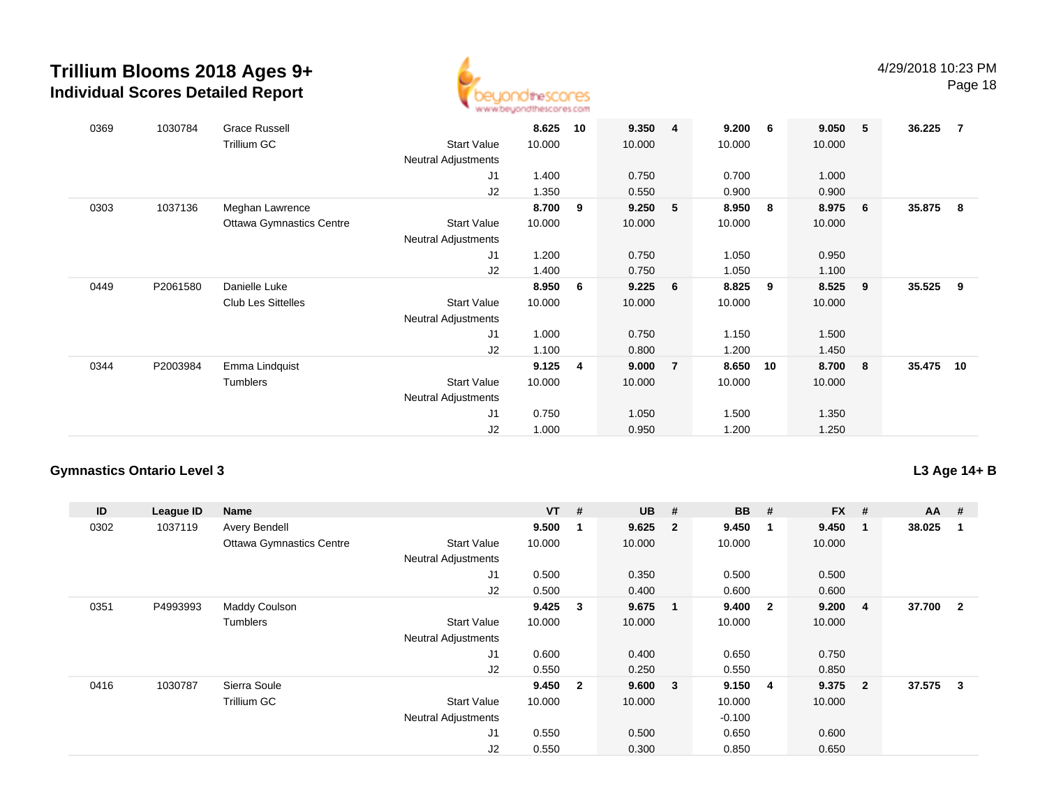# Trillium Blooms 2018 Ages 9+

## Individual Scores Detailed Report

4/29/2018 10:23 PM

| ID | League ID | Name | | VT | # | UB | # | BB | # | FX | # | AA | # |
|---|---|---|---|---|---|---|---|---|---|---|---|---|---|
| 0369 | 1030784 | Grace Russell | | 8.625 | 10 | 9.350 | 4 | 9.200 | 6 | 9.050 | 5 | 36.225 | 7 |
| | | Trillium GC | Start Value | 10.000 | | 10.000 | | 10.000 | | 10.000 | | | |
| | | | Neutral Adjustments | | | | | | | | | | |
| | | | J1 | 1.400 | | 0.750 | | 0.700 | | 1.000 | | | |
| | | | J2 | 1.350 | | 0.550 | | 0.900 | | 0.900 | | | |
| 0303 | 1037136 | Meghan Lawrence | | 8.700 | 9 | 9.250 | 5 | 8.950 | 8 | 8.975 | 6 | 35.875 | 8 |
| | | Ottawa Gymnastics Centre | Start Value | 10.000 | | 10.000 | | 10.000 | | 10.000 | | | |
| | | | Neutral Adjustments | | | | | | | | | | |
| | | | J1 | 1.200 | | 0.750 | | 1.050 | | 0.950 | | | |
| | | | J2 | 1.400 | | 0.750 | | 1.050 | | 1.100 | | | |
| 0449 | P2061580 | Danielle Luke | | 8.950 | 6 | 9.225 | 6 | 8.825 | 9 | 8.525 | 9 | 35.525 | 9 |
| | | Club Les Sittelles | Start Value | 10.000 | | 10.000 | | 10.000 | | 10.000 | | | |
| | | | Neutral Adjustments | | | | | | | | | | |
| | | | J1 | 1.000 | | 0.750 | | 1.150 | | 1.500 | | | |
| | | | J2 | 1.100 | | 0.800 | | 1.200 | | 1.450 | | | |
| 0344 | P2003984 | Emma Lindquist | | 9.125 | 4 | 9.000 | 7 | 8.650 | 10 | 8.700 | 8 | 35.475 | 10 |
| | | Tumblers | Start Value | 10.000 | | 10.000 | | 10.000 | | 10.000 | | | |
| | | | Neutral Adjustments | | | | | | | | | | |
| | | | J1 | 0.750 | | 1.050 | | 1.500 | | 1.350 | | | |
| | | | J2 | 1.000 | | 0.950 | | 1.200 | | 1.250 | | | |

### Gymnastics Ontario Level 3

**L3 Age 14+ B**

| ID | League ID | Name | | VT | # | UB | # | BB | # | FX | # | AA | # |
|---|---|---|---|---|---|---|---|---|---|---|---|---|---|
| 0302 | 1037119 | Avery Bendell | | 9.500 | 1 | 9.625 | 2 | 9.450 | 1 | 9.450 | 1 | 38.025 | 1 |
| | | Ottawa Gymnastics Centre | Start Value | 10.000 | | 10.000 | | 10.000 | | 10.000 | | | |
| | | | Neutral Adjustments | | | | | | | | | | |
| | | | J1 | 0.500 | | 0.350 | | 0.500 | | 0.500 | | | |
| | | | J2 | 0.500 | | 0.400 | | 0.600 | | 0.600 | | | |
| 0351 | P4993993 | Maddy Coulson | | 9.425 | 3 | 9.675 | 1 | 9.400 | 2 | 9.200 | 4 | 37.700 | 2 |
| | | Tumblers | Start Value | 10.000 | | 10.000 | | 10.000 | | 10.000 | | | |
| | | | Neutral Adjustments | | | | | | | | | | |
| | | | J1 | 0.600 | | 0.400 | | 0.650 | | 0.750 | | | |
| | | | J2 | 0.550 | | 0.250 | | 0.550 | | 0.850 | | | |
| 0416 | 1030787 | Sierra Soule | | 9.450 | 2 | 9.600 | 3 | 9.150 | 4 | 9.375 | 2 | 37.575 | 3 |
| | | Trillium GC | Start Value | 10.000 | | 10.000 | | 10.000 | | 10.000 | | | |
| | | | Neutral Adjustments | | | | | -0.100 | | | | | |
| | | | J1 | 0.550 | | 0.500 | | 0.650 | | 0.600 | | | |
| | | | J2 | 0.550 | | 0.300 | | 0.850 | | 0.650 | | | |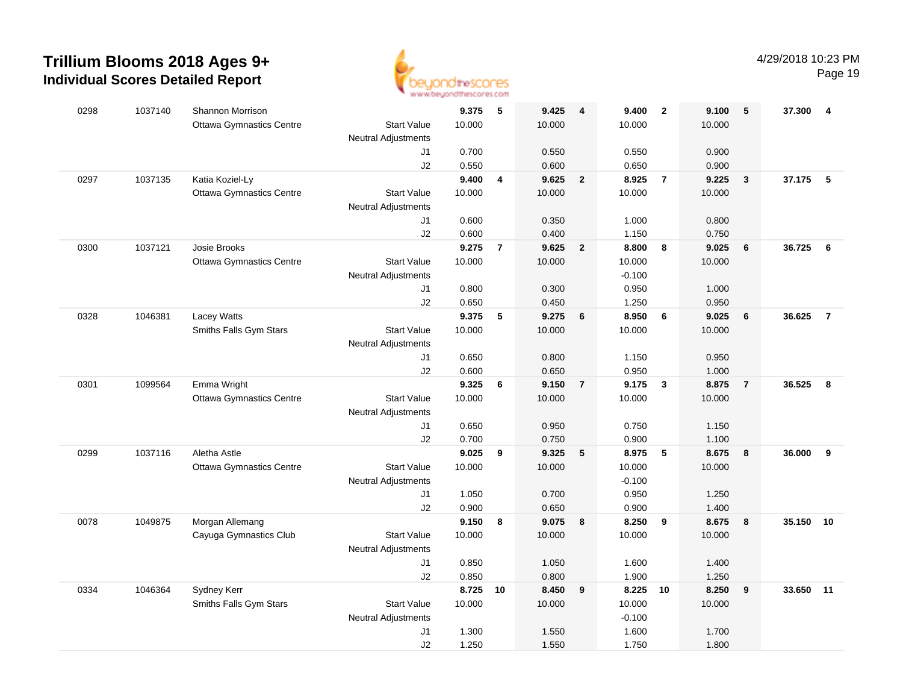# Trillium Blooms 2018 Ages 9+
## Individual Scores Detailed Report

4/29/2018 10:23 PM

| Bib | ID | Name / Club | | Vault | Rank | Bars | Rank | Beam | Rank | Floor | Rank | AA | Rank |
|---|---|---|---|---|---|---|---|---|---|---|---|---|---|
| 0298 | 1037140 | Shannon Morrison | | 9.375 | 5 | 9.425 | 4 | 9.400 | 2 | 9.100 | 5 | 37.300 | 4 |
| | | Ottawa Gymnastics Centre | Start Value | 10.000 | | 10.000 | | 10.000 | | 10.000 | | | |
| | | | Neutral Adjustments | | | | | | | | | | |
| | | | J1 | 0.700 | | 0.550 | | 0.550 | | 0.900 | | | |
| | | | J2 | 0.550 | | 0.600 | | 0.650 | | 0.900 | | | |
| 0297 | 1037135 | Katia Koziel-Ly | | 9.400 | 4 | 9.625 | 2 | 8.925 | 7 | 9.225 | 3 | 37.175 | 5 |
| | | Ottawa Gymnastics Centre | Start Value | 10.000 | | 10.000 | | 10.000 | | 10.000 | | | |
| | | | Neutral Adjustments | | | | | | | | | | |
| | | | J1 | 0.600 | | 0.350 | | 1.000 | | 0.800 | | | |
| | | | J2 | 0.600 | | 0.400 | | 1.150 | | 0.750 | | | |
| 0300 | 1037121 | Josie Brooks | | 9.275 | 7 | 9.625 | 2 | 8.800 | 8 | 9.025 | 6 | 36.725 | 6 |
| | | Ottawa Gymnastics Centre | Start Value | 10.000 | | 10.000 | | 10.000 | | 10.000 | | | |
| | | | Neutral Adjustments | | | | | -0.100 | | | | | |
| | | | J1 | 0.800 | | 0.300 | | 0.950 | | 1.000 | | | |
| | | | J2 | 0.650 | | 0.450 | | 1.250 | | 0.950 | | | |
| 0328 | 1046381 | Lacey Watts | | 9.375 | 5 | 9.275 | 6 | 8.950 | 6 | 9.025 | 6 | 36.625 | 7 |
| | | Smiths Falls Gym Stars | Start Value | 10.000 | | 10.000 | | 10.000 | | 10.000 | | | |
| | | | Neutral Adjustments | | | | | | | | | | |
| | | | J1 | 0.650 | | 0.800 | | 1.150 | | 0.950 | | | |
| | | | J2 | 0.600 | | 0.650 | | 0.950 | | 1.000 | | | |
| 0301 | 1099564 | Emma Wright | | 9.325 | 6 | 9.150 | 7 | 9.175 | 3 | 8.875 | 7 | 36.525 | 8 |
| | | Ottawa Gymnastics Centre | Start Value | 10.000 | | 10.000 | | 10.000 | | 10.000 | | | |
| | | | Neutral Adjustments | | | | | | | | | | |
| | | | J1 | 0.650 | | 0.950 | | 0.750 | | 1.150 | | | |
| | | | J2 | 0.700 | | 0.750 | | 0.900 | | 1.100 | | | |
| 0299 | 1037116 | Aletha Astle | | 9.025 | 9 | 9.325 | 5 | 8.975 | 5 | 8.675 | 8 | 36.000 | 9 |
| | | Ottawa Gymnastics Centre | Start Value | 10.000 | | 10.000 | | 10.000 | | 10.000 | | | |
| | | | Neutral Adjustments | | | | | -0.100 | | | | | |
| | | | J1 | 1.050 | | 0.700 | | 0.950 | | 1.250 | | | |
| | | | J2 | 0.900 | | 0.650 | | 0.900 | | 1.400 | | | |
| 0078 | 1049875 | Morgan Allemang | | 9.150 | 8 | 9.075 | 8 | 8.250 | 9 | 8.675 | 8 | 35.150 | 10 |
| | | Cayuga Gymnastics Club | Start Value | 10.000 | | 10.000 | | 10.000 | | 10.000 | | | |
| | | | Neutral Adjustments | | | | | | | | | | |
| | | | J1 | 0.850 | | 1.050 | | 1.600 | | 1.400 | | | |
| | | | J2 | 0.850 | | 0.800 | | 1.900 | | 1.250 | | | |
| 0334 | 1046364 | Sydney Kerr | | 8.725 | 10 | 8.450 | 9 | 8.225 | 10 | 8.250 | 9 | 33.650 | 11 |
| | | Smiths Falls Gym Stars | Start Value | 10.000 | | 10.000 | | 10.000 | | 10.000 | | | |
| | | | Neutral Adjustments | | | | | -0.100 | | | | | |
| | | | J1 | 1.300 | | 1.550 | | 1.600 | | 1.700 | | | |
| | | | J2 | 1.250 | | 1.550 | | 1.750 | | 1.800 | | | |